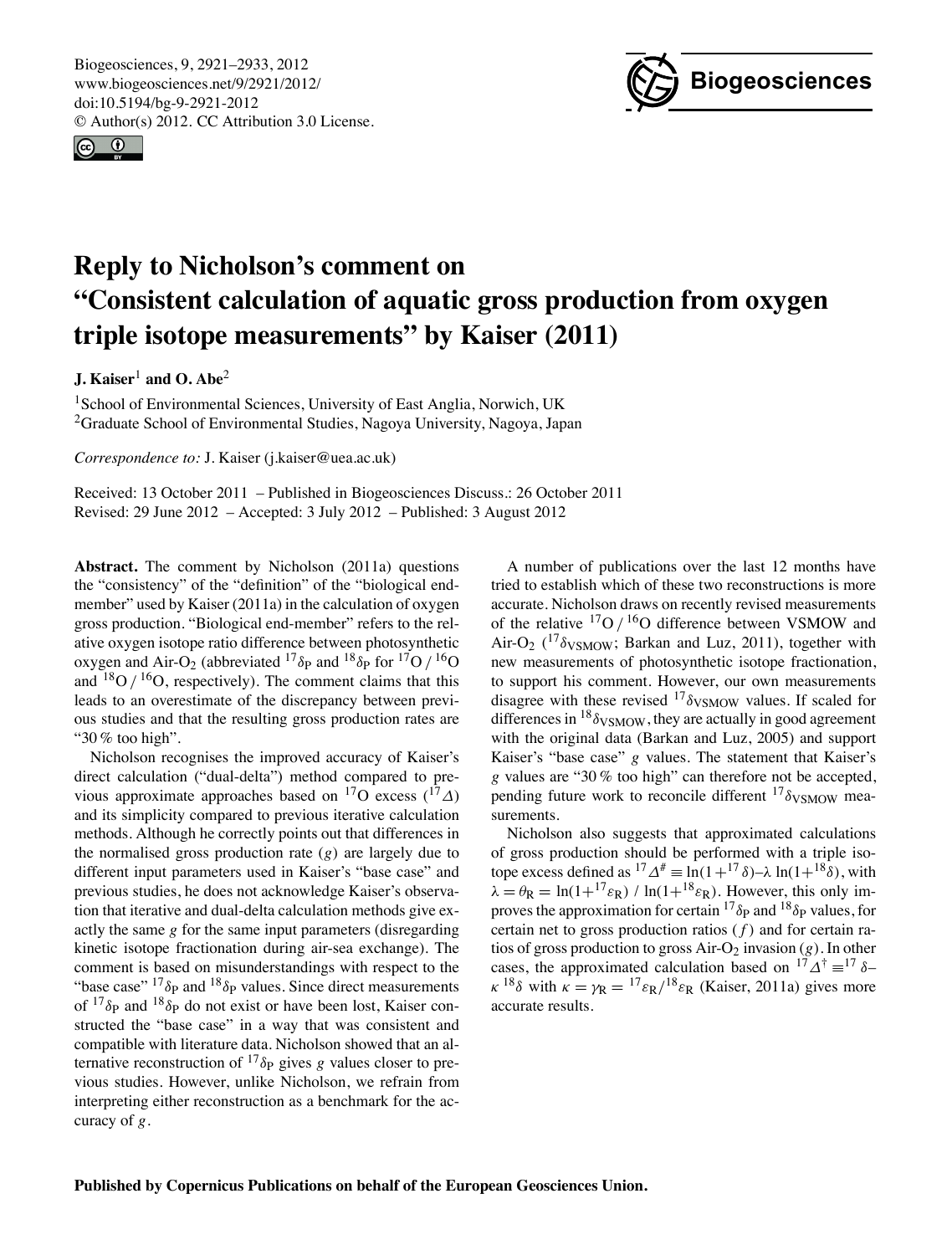Biogeosciences, 9, 2921–2933, 2012
www.biogeosciences.net/9/2921/2012/
doi:10.5194/bg-9-2921-2012
© Author(s) 2012. CC Attribution 3.0 License.

# Reply to Nicholson's comment on "Consistent calculation of aquatic gross production from oxygen triple isotope measurements" by Kaiser (2011)

**J. Kaiser**[1] **and O. Abe**[2]

[1]School of Environmental Sciences, University of East Anglia, Norwich, UK
[2]Graduate School of Environmental Studies, Nagoya University, Nagoya, Japan

*Correspondence to:* J. Kaiser (j.kaiser@uea.ac.uk)

Received: 13 October 2011 – Published in Biogeosciences Discuss.: 26 October 2011
Revised: 29 June 2012 – Accepted: 3 July 2012 – Published: 3 August 2012

**Abstract.** The comment by Nicholson (2011a) questions the "consistency" of the "definition" of the "biological end-member" used by Kaiser (2011a) in the calculation of oxygen gross production. "Biological end-member" refers to the relative oxygen isotope ratio difference between photosynthetic oxygen and Air-$O_2$ (abbreviated $^{17}\delta_P$ and $^{18}\delta_P$ for $^{17}O\,/\,^{16}O$ and $^{18}O\,/\,^{16}O$, respectively). The comment claims that this leads to an overestimate of the discrepancy between previous studies and that the resulting gross production rates are "30 % too high".

Nicholson recognises the improved accuracy of Kaiser's direct calculation ("dual-delta") method compared to previous approximate approaches based on $^{17}O$ excess ($^{17}\Delta$) and its simplicity compared to previous iterative calculation methods. Although he correctly points out that differences in the normalised gross production rate ($g$) are largely due to different input parameters used in Kaiser's "base case" and previous studies, he does not acknowledge Kaiser's observation that iterative and dual-delta calculation methods give exactly the same $g$ for the same input parameters (disregarding kinetic isotope fractionation during air-sea exchange). The comment is based on misunderstandings with respect to the "base case" $^{17}\delta_P$ and $^{18}\delta_P$ values. Since direct measurements of $^{17}\delta_P$ and $^{18}\delta_P$ do not exist or have been lost, Kaiser constructed the "base case" in a way that was consistent and compatible with literature data. Nicholson showed that an alternative reconstruction of $^{17}\delta_P$ gives $g$ values closer to previous studies. However, unlike Nicholson, we refrain from interpreting either reconstruction as a benchmark for the accuracy of $g$.

A number of publications over the last 12 months have tried to establish which of these two reconstructions is more accurate. Nicholson draws on recently revised measurements of the relative $^{17}O\,/\,^{16}O$ difference between VSMOW and Air-$O_2$ ($^{17}\delta_{VSMOW}$; Barkan and Luz, 2011), together with new measurements of photosynthetic isotope fractionation, to support his comment. However, our own measurements disagree with these revised $^{17}\delta_{VSMOW}$ values. If scaled for differences in $^{18}\delta_{VSMOW}$, they are actually in good agreement with the original data (Barkan and Luz, 2005) and support Kaiser's "base case" $g$ values. The statement that Kaiser's $g$ values are "30 % too high" can therefore not be accepted, pending future work to reconcile different $^{17}\delta_{VSMOW}$ measurements.

Nicholson also suggests that approximated calculations of gross production should be performed with a triple isotope excess defined as $^{17}\Delta^{\#} \equiv \ln(1+{}^{17}\delta)-\lambda\ \ln(1+{}^{18}\delta)$, with $\lambda = \theta_R = \ln(1+{}^{17}\varepsilon_R)\ /\ \ln(1+{}^{18}\varepsilon_R)$. However, this only improves the approximation for certain $^{17}\delta_P$ and $^{18}\delta_P$ values, for certain net to gross production ratios ($f$) and for certain ratios of gross production to gross Air-$O_2$ invasion ($g$). In other cases, the approximated calculation based on $^{17}\Delta^{\dagger} \equiv {}^{17}\delta - \kappa\ {}^{18}\delta$ with $\kappa = \gamma_R = {}^{17}\varepsilon_R/{}^{18}\varepsilon_R$ (Kaiser, 2011a) gives more accurate results.

Published by Copernicus Publications on behalf of the European Geosciences Union.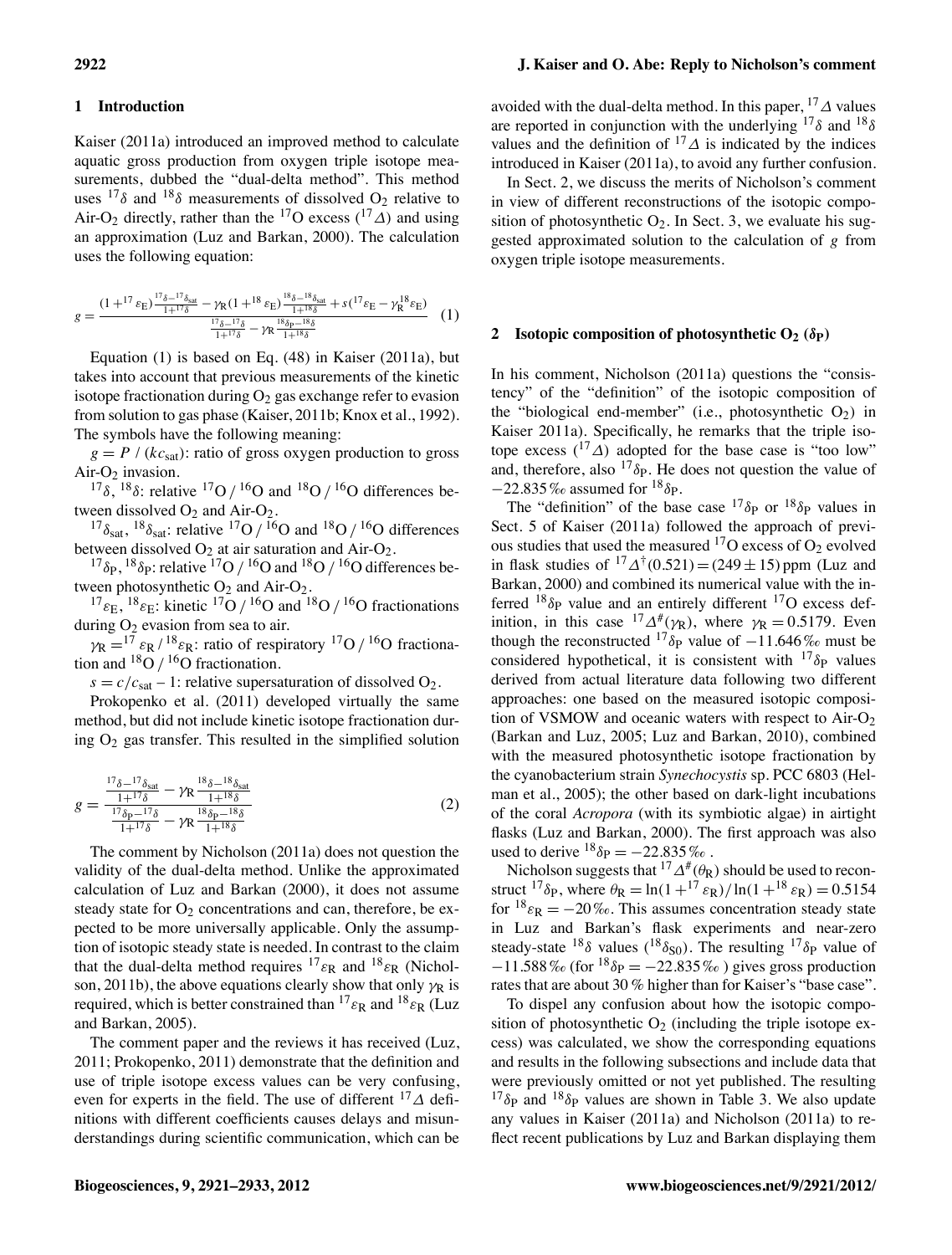## 1 Introduction

Kaiser (2011a) introduced an improved method to calculate aquatic gross production from oxygen triple isotope measurements, dubbed the "dual-delta method". This method uses $^{17}\delta$ and $^{18}\delta$ measurements of dissolved $O_2$ relative to Air-$O_2$ directly, rather than the $^{17}O$ excess ($^{17}\Delta$) and using an approximation (Luz and Barkan, 2000). The calculation uses the following equation:

$$g = \frac{(1+^{17}\varepsilon_E)\frac{^{17}\delta-^{17}\delta_{sat}}{1+^{17}\delta} - \gamma_R(1+^{18}\varepsilon_E)\frac{^{18}\delta-^{18}\delta_{sat}}{1+^{18}\delta} + s(^{17}\varepsilon_E - \gamma_R^{18}\varepsilon_E)}{\frac{^{17}\delta-^{17}\delta}{1+^{17}\delta} - \gamma_R\frac{^{18}\delta_P-^{18}\delta}{1+^{18}\delta}} \quad (1)$$

Equation (1) is based on Eq. (48) in Kaiser (2011a), but takes into account that previous measurements of the kinetic isotope fractionation during $O_2$ gas exchange refer to evasion from solution to gas phase (Kaiser, 2011b; Knox et al., 1992). The symbols have the following meaning:

$g = P\ /\ (kc_{sat})$: ratio of gross oxygen production to gross Air-$O_2$ invasion.

$^{17}\delta$, $^{18}\delta$: relative $^{17}O\ /\ ^{16}O$ and $^{18}O\ /\ ^{16}O$ differences between dissolved $O_2$ and Air-$O_2$.

$^{17}\delta_{sat}$, $^{18}\delta_{sat}$: relative $^{17}O\ /\ ^{16}O$ and $^{18}O\ /\ ^{16}O$ differences between dissolved $O_2$ at air saturation and Air-$O_2$.

$^{17}\delta_P$, $^{18}\delta_P$: relative $^{17}O\ /\ ^{16}O$ and $^{18}O\ /\ ^{16}O$ differences between photosynthetic $O_2$ and Air-$O_2$.

$^{17}\varepsilon_E$, $^{18}\varepsilon_E$: kinetic $^{17}O\ /\ ^{16}O$ and $^{18}O\ /\ ^{16}O$ fractionations during $O_2$ evasion from sea to air.

$\gamma_R = ^{17}\varepsilon_R\ /\ ^{18}\varepsilon_R$: ratio of respiratory $^{17}O\ /\ ^{16}O$ fractionation and $^{18}O\ /\ ^{16}O$ fractionation.

$s = c/c_{sat} - 1$: relative supersaturation of dissolved $O_2$.

Prokopenko et al. (2011) developed virtually the same method, but did not include kinetic isotope fractionation during $O_2$ gas transfer. This resulted in the simplified solution

$$g = \frac{\frac{^{17}\delta-^{17}\delta_{sat}}{1+^{17}\delta} - \gamma_R\frac{^{18}\delta-^{18}\delta_{sat}}{1+^{18}\delta}}{\frac{^{17}\delta_P-^{17}\delta}{1+^{17}\delta} - \gamma_R\frac{^{18}\delta_P-^{18}\delta}{1+^{18}\delta}} \quad (2)$$

The comment by Nicholson (2011a) does not question the validity of the dual-delta method. Unlike the approximated calculation of Luz and Barkan (2000), it does not assume steady state for $O_2$ concentrations and can, therefore, be expected to be more universally applicable. Only the assumption of isotopic steady state is needed. In contrast to the claim that the dual-delta method requires $^{17}\varepsilon_R$ and $^{18}\varepsilon_R$ (Nicholson, 2011b), the above equations clearly show that only $\gamma_R$ is required, which is better constrained than $^{17}\varepsilon_R$ and $^{18}\varepsilon_R$ (Luz and Barkan, 2005).

The comment paper and the reviews it has received (Luz, 2011; Prokopenko, 2011) demonstrate that the definition and use of triple isotope excess values can be very confusing, even for experts in the field. The use of different $^{17}\Delta$ definitions with different coefficients causes delays and misunderstandings during scientific communication, which can be avoided with the dual-delta method. In this paper, $^{17}\Delta$ values are reported in conjunction with the underlying $^{17}\delta$ and $^{18}\delta$ values and the definition of $^{17}\Delta$ is indicated by the indices introduced in Kaiser (2011a), to avoid any further confusion.

In Sect. 2, we discuss the merits of Nicholson's comment in view of different reconstructions of the isotopic composition of photosynthetic $O_2$. In Sect. 3, we evaluate his suggested approximated solution to the calculation of $g$ from oxygen triple isotope measurements.

## 2 Isotopic composition of photosynthetic $O_2$ ($\delta_P$)

In his comment, Nicholson (2011a) questions the "consistency" of the "definition" of the isotopic composition of the "biological end-member" (i.e., photosynthetic $O_2$) in Kaiser 2011a). Specifically, he remarks that the triple isotope excess ($^{17}\Delta$) adopted for the base case is "too low" and, therefore, also $^{17}\delta_P$. He does not question the value of $-22.835$ ‰ assumed for $^{18}\delta_P$.

The "definition" of the base case $^{17}\delta_P$ or $^{18}\delta_P$ values in Sect. 5 of Kaiser (2011a) followed the approach of previous studies that used the measured $^{17}O$ excess of $O_2$ evolved in flask studies of $^{17}\Delta^{\dagger}(0.521) = (249 \pm 15)$ ppm (Luz and Barkan, 2000) and combined its numerical value with the inferred $^{18}\delta_P$ value and an entirely different $^{17}O$ excess definition, in this case $^{17}\Delta^{\#}(\gamma_R)$, where $\gamma_R = 0.5179$. Even though the reconstructed $^{17}\delta_P$ value of $-11.646$ ‰ must be considered hypothetical, it is consistent with $^{17}\delta_P$ values derived from actual literature data following two different approaches: one based on the measured isotopic composition of VSMOW and oceanic waters with respect to Air-$O_2$ (Barkan and Luz, 2005; Luz and Barkan, 2010), combined with the measured photosynthetic isotope fractionation by the cyanobacterium strain *Synechocystis* sp. PCC 6803 (Helman et al., 2005); the other based on dark-light incubations of the coral *Acropora* (with its symbiotic algae) in airtight flasks (Luz and Barkan, 2000). The first approach was also used to derive $^{18}\delta_P = -22.835$ ‰ .

Nicholson suggests that $^{17}\Delta^{\#}(\theta_R)$ should be used to reconstruct $^{17}\delta_P$, where $\theta_R = \ln(1+^{17}\varepsilon_R)/\ln(1+^{18}\varepsilon_R) = 0.5154$ for $^{18}\varepsilon_R = -20$ ‰. This assumes concentration steady state in Luz and Barkan's flask experiments and near-zero steady-state $^{18}\delta$ values ($^{18}\delta_{S0}$). The resulting $^{17}\delta_P$ value of $-11.588$ ‰ (for $^{18}\delta_P = -22.835$ ‰ ) gives gross production rates that are about 30 % higher than for Kaiser's "base case".

To dispel any confusion about how the isotopic composition of photosynthetic $O_2$ (including the triple isotope excess) was calculated, we show the corresponding equations and results in the following subsections and include data that were previously omitted or not yet published. The resulting $^{17}\delta_P$ and $^{18}\delta_P$ values are shown in Table 3. We also update any values in Kaiser (2011a) and Nicholson (2011a) to reflect recent publications by Luz and Barkan displaying them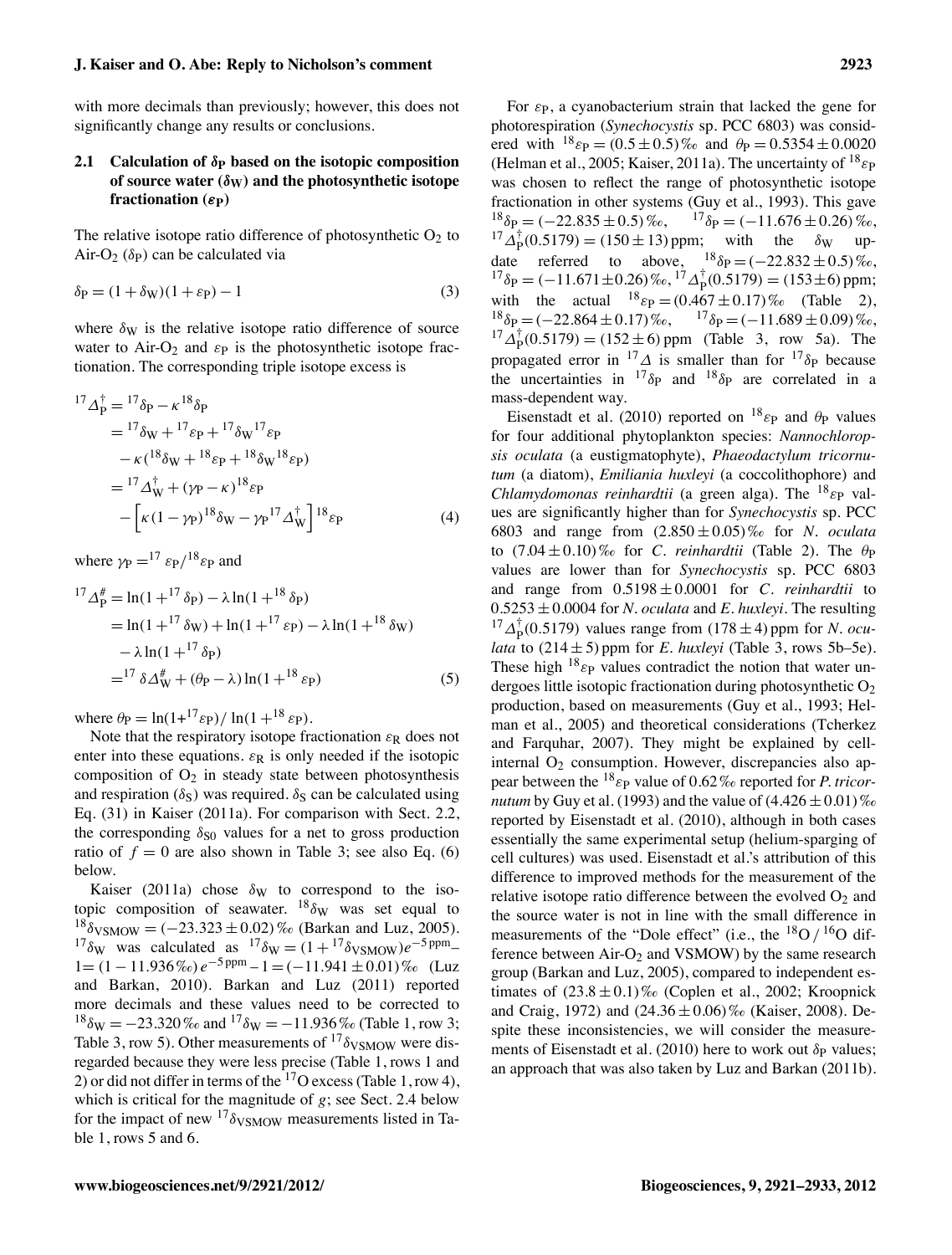with more decimals than previously; however, this does not significantly change any results or conclusions.

### 2.1 Calculation of $\delta_P$ based on the isotopic composition of source water ($\delta_W$) and the photosynthetic isotope fractionation ($\varepsilon_P$)

The relative isotope ratio difference of photosynthetic $O_2$ to Air-$O_2$ ($\delta_P$) can be calculated via

$$\delta_P = (1+\delta_W)(1+\varepsilon_P) - 1 \tag{3}$$

where $\delta_W$ is the relative isotope ratio difference of source water to Air-$O_2$ and $\varepsilon_P$ is the photosynthetic isotope fractionation. The corresponding triple isotope excess is

$$\begin{aligned}
{}^{17}\Delta_P^{\dagger} &= {}^{17}\delta_P - \kappa\,{}^{18}\delta_P \\
&= {}^{17}\delta_W + {}^{17}\varepsilon_P + {}^{17}\delta_W\,{}^{17}\varepsilon_P \\
&\quad - \kappa({}^{18}\delta_W + {}^{18}\varepsilon_P + {}^{18}\delta_W\,{}^{18}\varepsilon_P) \\
&= {}^{17}\Delta_W^{\dagger} + (\gamma_P - \kappa)\,{}^{18}\varepsilon_P \\
&\quad - \left[\kappa(1-\gamma_P)\,{}^{18}\delta_W - \gamma_P\,{}^{17}\Delta_W^{\dagger}\right]{}^{18}\varepsilon_P
\end{aligned} \tag{4}$$

where $\gamma_P = {}^{17}\varepsilon_P / {}^{18}\varepsilon_P$ and

$$\begin{aligned}
{}^{17}\Delta_P^{\#} &= \ln(1+{}^{17}\delta_P) - \lambda\ln(1+{}^{18}\delta_P) \\
&= \ln(1+{}^{17}\delta_W) + \ln(1+{}^{17}\varepsilon_P) - \lambda\ln(1+{}^{18}\delta_W) \\
&\quad - \lambda\ln(1+{}^{17}\delta_P) \\
&= {}^{17}\delta\Delta_W^{\#} + (\theta_P - \lambda)\ln(1+{}^{18}\varepsilon_P)
\end{aligned} \tag{5}$$

where $\theta_P = \ln(1+{}^{17}\varepsilon_P) / \ln(1+{}^{18}\varepsilon_P)$.

Note that the respiratory isotope fractionation $\varepsilon_R$ does not enter into these equations. $\varepsilon_R$ is only needed if the isotopic composition of $O_2$ in steady state between photosynthesis and respiration ($\delta_S$) was required. $\delta_S$ can be calculated using Eq. (31) in Kaiser (2011a). For comparison with Sect. 2.2, the corresponding $\delta_{S0}$ values for a net to gross production ratio of $f = 0$ are also shown in Table 3; see also Eq. (6) below.

Kaiser (2011a) chose $\delta_W$ to correspond to the isotopic composition of seawater. ${}^{18}\delta_W$ was set equal to ${}^{18}\delta_{VSMOW} = (-23.323 \pm 0.02)$ ‰ (Barkan and Luz, 2005). ${}^{17}\delta_W$ was calculated as ${}^{17}\delta_W = (1+{}^{17}\delta_{VSMOW})e^{-5\,\text{ppm}} - 1 = (1-11.936\,‰)\,e^{-5\,\text{ppm}} - 1 = (-11.941 \pm 0.01)$ ‰ (Luz and Barkan, 2010). Barkan and Luz (2011) reported more decimals and these values need to be corrected to ${}^{18}\delta_W = -23.320$ ‰ and ${}^{17}\delta_W = -11.936$ ‰ (Table 1, row 3; Table 3, row 5). Other measurements of ${}^{17}\delta_{VSMOW}$ were disregarded because they were less precise (Table 1, rows 1 and 2) or did not differ in terms of the ${}^{17}O$ excess (Table 1, row 4), which is critical for the magnitude of $g$; see Sect. 2.4 below for the impact of new ${}^{17}\delta_{VSMOW}$ measurements listed in Table 1, rows 5 and 6.

For $\varepsilon_P$, a cyanobacterium strain that lacked the gene for photorespiration (*Synechocystis* sp. PCC 6803) was considered with ${}^{18}\varepsilon_P = (0.5 \pm 0.5)$ ‰ and $\theta_P = 0.5354 \pm 0.0020$ (Helman et al., 2005; Kaiser, 2011a). The uncertainty of ${}^{18}\varepsilon_P$ was chosen to reflect the range of photosynthetic isotope fractionation in other systems (Guy et al., 1993). This gave ${}^{18}\delta_P = (-22.835 \pm 0.5)$ ‰, ${}^{17}\delta_P = (-11.676 \pm 0.26)$ ‰, ${}^{17}\Delta_P^{\dagger}(0.5179) = (150 \pm 13)$ ppm; with the $\delta_W$ update referred to above, ${}^{18}\delta_P = (-22.832 \pm 0.5)$ ‰, ${}^{17}\delta_P = (-11.671 \pm 0.26)$ ‰, ${}^{17}\Delta_P^{\dagger}(0.5179) = (153 \pm 6)$ ppm; with the actual ${}^{18}\varepsilon_P = (0.467 \pm 0.17)$ ‰ (Table 2), ${}^{18}\delta_P = (-22.864 \pm 0.17)$ ‰, ${}^{17}\delta_P = (-11.689 \pm 0.09)$ ‰, ${}^{17}\Delta_P^{\dagger}(0.5179) = (152 \pm 6)$ ppm (Table 3, row 5a). The propagated error in ${}^{17}\Delta$ is smaller than for ${}^{17}\delta_P$ because the uncertainties in ${}^{17}\delta_P$ and ${}^{18}\delta_P$ are correlated in a mass-dependent way.

Eisenstadt et al. (2010) reported on ${}^{18}\varepsilon_P$ and $\theta_P$ values for four additional phytoplankton species: *Nannochloropsis oculata* (a eustigmatophyte), *Phaeodactylum tricornutum* (a diatom), *Emiliania huxleyi* (a coccolithophore) and *Chlamydomonas reinhardtii* (a green alga). The ${}^{18}\varepsilon_P$ values are significantly higher than for *Synechocystis* sp. PCC 6803 and range from $(2.850 \pm 0.05)$ ‰ for *N. oculata* to $(7.04 \pm 0.10)$ ‰ for *C. reinhardtii* (Table 2). The $\theta_P$ values are lower than for *Synechocystis* sp. PCC 6803 and range from $0.5198 \pm 0.0001$ for *C. reinhardtii* to $0.5253 \pm 0.0004$ for *N. oculata* and *E. huxleyi*. The resulting ${}^{17}\Delta_P^{\dagger}(0.5179)$ values range from $(178 \pm 4)$ ppm for *N. oculata* to $(214 \pm 5)$ ppm for *E. huxleyi* (Table 3, rows 5b–5e). These high ${}^{18}\varepsilon_P$ values contradict the notion that water undergoes little isotopic fractionation during photosynthetic $O_2$ production, based on measurements (Guy et al., 1993; Helman et al., 2005) and theoretical considerations (Tcherkez and Farquhar, 2007). They might be explained by cell-internal $O_2$ consumption. However, discrepancies also appear between the ${}^{18}\varepsilon_P$ value of 0.62 ‰ reported for *P. tricornutum* by Guy et al. (1993) and the value of $(4.426 \pm 0.01)$ ‰ reported by Eisenstadt et al. (2010), although in both cases essentially the same experimental setup (helium-sparging of cell cultures) was used. Eisenstadt et al.'s attribution of this difference to improved methods for the measurement of the relative isotope ratio difference between the evolved $O_2$ and the source water is not in line with the small difference in measurements of the "Dole effect" (i.e., the ${}^{18}O/{}^{16}O$ difference between Air-$O_2$ and VSMOW) by the same research group (Barkan and Luz, 2005), compared to independent estimates of $(23.8 \pm 0.1)$ ‰ (Coplen et al., 2002; Kroopnick and Craig, 1972) and $(24.36 \pm 0.06)$ ‰ (Kaiser, 2008). Despite these inconsistencies, we will consider the measurements of Eisenstadt et al. (2010) here to work out $\delta_P$ values; an approach that was also taken by Luz and Barkan (2011b).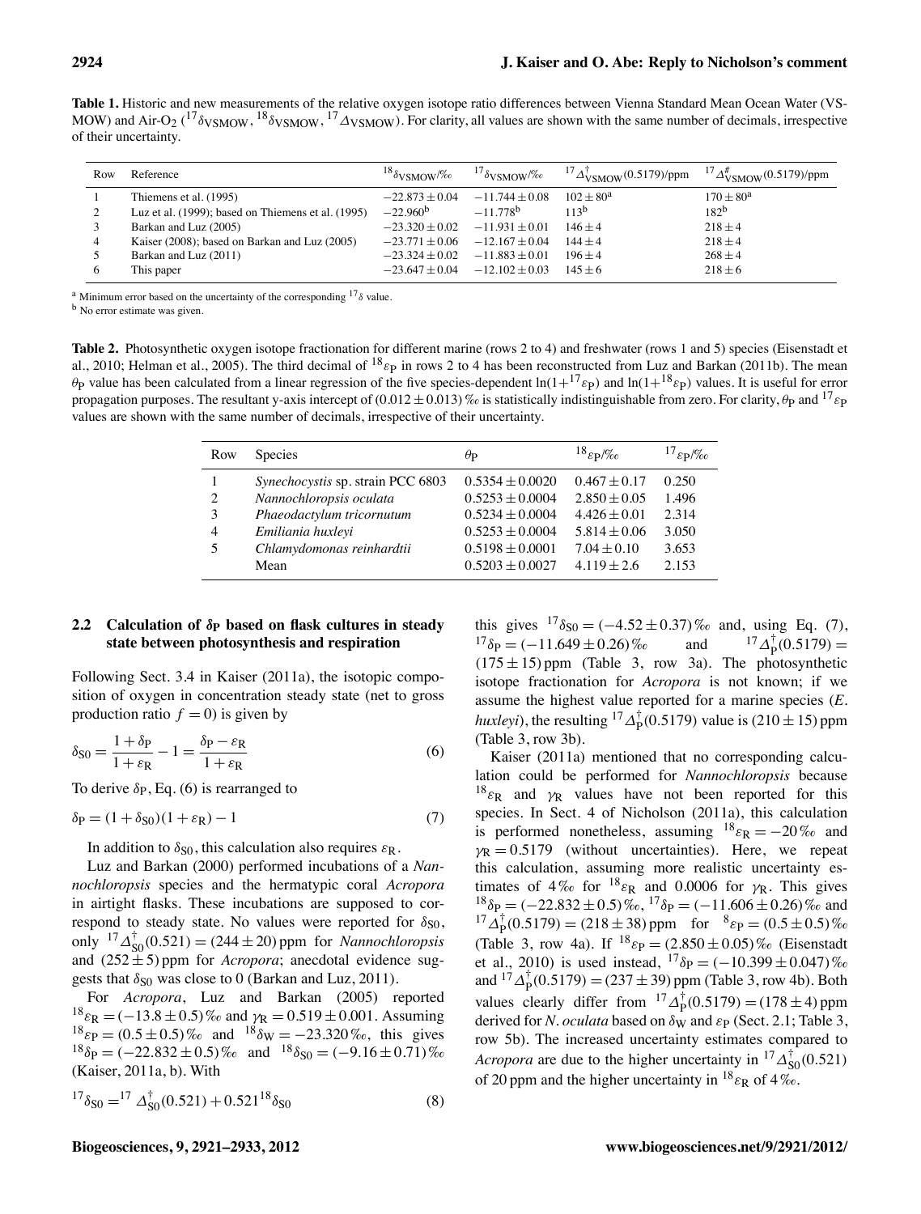**Table 1.** Historic and new measurements of the relative oxygen isotope ratio differences between Vienna Standard Mean Ocean Water (VSMOW) and Air-$O_2$ ($^{17}\delta_{VSMOW}$, $^{18}\delta_{VSMOW}$, $^{17}\Delta_{VSMOW}$). For clarity, all values are shown with the same number of decimals, irrespective of their uncertainty.

| Row | Reference | $^{18}\delta_{VSMOW}$/‰ | $^{17}\delta_{VSMOW}$/‰ | $^{17}\Delta^{\dagger}_{VSMOW}(0.5179)$/ppm | $^{17}\Delta^{\#}_{VSMOW}(0.5179)$/ppm |
|---|---|---|---|---|---|
| 1 | Thiemens et al. (1995) | $-22.873 \pm 0.04$ | $-11.744 \pm 0.08$ | $102 \pm 80$[a] | $170 \pm 80$[a] |
| 2 | Luz et al. (1999); based on Thiemens et al. (1995) | $-22.960$[b] | $-11.778$[b] | 113[b] | 182[b] |
| 3 | Barkan and Luz (2005) | $-23.320 \pm 0.02$ | $-11.931 \pm 0.01$ | $146 \pm 4$ | $218 \pm 4$ |
| 4 | Kaiser (2008); based on Barkan and Luz (2005) | $-23.771 \pm 0.06$ | $-12.167 \pm 0.04$ | $144 \pm 4$ | $218 \pm 4$ |
| 5 | Barkan and Luz (2011) | $-23.324 \pm 0.02$ | $-11.883 \pm 0.01$ | $196 \pm 4$ | $268 \pm 4$ |
| 6 | This paper | $-23.647 \pm 0.04$ | $-12.102 \pm 0.03$ | $145 \pm 6$ | $218 \pm 6$ |

[a] Minimum error based on the uncertainty of the corresponding $^{17}\delta$ value.
[b] No error estimate was given.

**Table 2.** Photosynthetic oxygen isotope fractionation for different marine (rows 2 to 4) and freshwater (rows 1 and 5) species (Eisenstadt et al., 2010; Helman et al., 2005). The third decimal of $^{18}\varepsilon_P$ in rows 2 to 4 has been reconstructed from Luz and Barkan (2011b). The mean $\theta_P$ value has been calculated from a linear regression of the five species-dependent $\ln(1+^{17}\varepsilon_P)$ and $\ln(1+^{18}\varepsilon_P)$ values. It is useful for error propagation purposes. The resultant y-axis intercept of $(0.012 \pm 0.013)$‰ is statistically indistinguishable from zero. For clarity, $\theta_P$ and $^{17}\varepsilon_P$ values are shown with the same number of decimals, irrespective of their uncertainty.

| Row | Species | $\theta_P$ | $^{18}\varepsilon_P$/‰ | $^{17}\varepsilon_P$/‰ |
|---|---|---|---|---|
| 1 | *Synechocystis* sp. strain PCC 6803 | $0.5354 \pm 0.0020$ | $0.467 \pm 0.17$ | 0.250 |
| 2 | *Nannochloropsis oculata* | $0.5253 \pm 0.0004$ | $2.850 \pm 0.05$ | 1.496 |
| 3 | *Phaeodactylum tricornutum* | $0.5234 \pm 0.0004$ | $4.426 \pm 0.01$ | 2.314 |
| 4 | *Emiliania huxleyi* | $0.5253 \pm 0.0004$ | $5.814 \pm 0.06$ | 3.050 |
| 5 | *Chlamydomonas reinhardtii* | $0.5198 \pm 0.0001$ | $7.04 \pm 0.10$ | 3.653 |
| | Mean | $0.5203 \pm 0.0027$ | $4.119 \pm 2.6$ | 2.153 |

### 2.2 Calculation of $\delta_P$ based on flask cultures in steady state between photosynthesis and respiration

Following Sect. 3.4 in Kaiser (2011a), the isotopic composition of oxygen in concentration steady state (net to gross production ratio $f = 0$) is given by

$$\delta_{S0} = \frac{1+\delta_P}{1+\varepsilon_R} - 1 = \frac{\delta_P - \varepsilon_R}{1+\varepsilon_R} \tag{6}$$

To derive $\delta_P$, Eq. (6) is rearranged to

$$\delta_P = (1+\delta_{S0})(1+\varepsilon_R) - 1 \tag{7}$$

In addition to $\delta_{S0}$, this calculation also requires $\varepsilon_R$.

Luz and Barkan (2000) performed incubations of a *Nannochloropsis* species and the hermatypic coral *Acropora* in airtight flasks. These incubations are supposed to correspond to steady state. No values were reported for $\delta_{S0}$, only $^{17}\Delta^{\dagger}_{S0}(0.521) = (244 \pm 20)$ ppm for *Nannochloropsis* and $(252 \pm 5)$ ppm for *Acropora*; anecdotal evidence suggests that $\delta_{S0}$ was close to 0 (Barkan and Luz, 2011).

For *Acropora*, Luz and Barkan (2005) reported $^{18}\varepsilon_R = (-13.8 \pm 0.5)$‰ and $\gamma_R = 0.519 \pm 0.001$. Assuming $^{18}\varepsilon_P = (0.5 \pm 0.5)$‰ and $^{18}\delta_W = -23.320$‰, this gives $^{18}\delta_P = (-22.832 \pm 0.5)$‰ and $^{18}\delta_{S0} = (-9.16 \pm 0.71)$‰ (Kaiser, 2011a, b). With

$$^{17}\delta_{S0} = {}^{17}\Delta^{\dagger}_{S0}(0.521) + 0.521\,{}^{18}\delta_{S0} \tag{8}$$

this gives $^{17}\delta_{S0} = (-4.52 \pm 0.37)$‰ and, using Eq. (7), $^{17}\delta_P = (-11.649 \pm 0.26)$‰ and $^{17}\Delta^{\dagger}_P(0.5179) = (175 \pm 15)$ ppm (Table 3, row 3a). The photosynthetic isotope fractionation for *Acropora* is not known; if we assume the highest value reported for a marine species (*E. huxleyi*), the resulting $^{17}\Delta^{\dagger}_P(0.5179)$ value is $(210 \pm 15)$ ppm (Table 3, row 3b).

Kaiser (2011a) mentioned that no corresponding calculation could be performed for *Nannochloropsis* because $^{18}\varepsilon_R$ and $\gamma_R$ values have not been reported for this species. In Sect. 4 of Nicholson (2011a), this calculation is performed nonetheless, assuming $^{18}\varepsilon_R = -20$‰ and $\gamma_R = 0.5179$ (without uncertainties). Here, we repeat this calculation, assuming more realistic uncertainty estimates of 4‰ for $^{18}\varepsilon_R$ and 0.0006 for $\gamma_R$. This gives $^{18}\delta_P = (-22.832 \pm 0.5)$‰, $^{17}\delta_P = (-11.606 \pm 0.26)$‰ and $^{17}\Delta^{\dagger}_P(0.5179) = (218 \pm 38)$ ppm for $^{8}\varepsilon_P = (0.5 \pm 0.5)$‰ (Table 3, row 4a). If $^{18}\varepsilon_P = (2.850 \pm 0.05)$‰ (Eisenstadt et al., 2010) is used instead, $^{17}\delta_P = (-10.399 \pm 0.047)$‰ and $^{17}\Delta^{\dagger}_P(0.5179) = (237 \pm 39)$ ppm (Table 3, row 4b). Both values clearly differ from $^{17}\Delta^{\dagger}_P(0.5179) = (178 \pm 4)$ ppm derived for *N. oculata* based on $\delta_W$ and $\varepsilon_P$ (Sect. 2.1; Table 3, row 5b). The increased uncertainty estimates compared to *Acropora* are due to the higher uncertainty in $^{17}\Delta^{\dagger}_{S0}(0.521)$ of 20 ppm and the higher uncertainty in $^{18}\varepsilon_R$ of 4‰.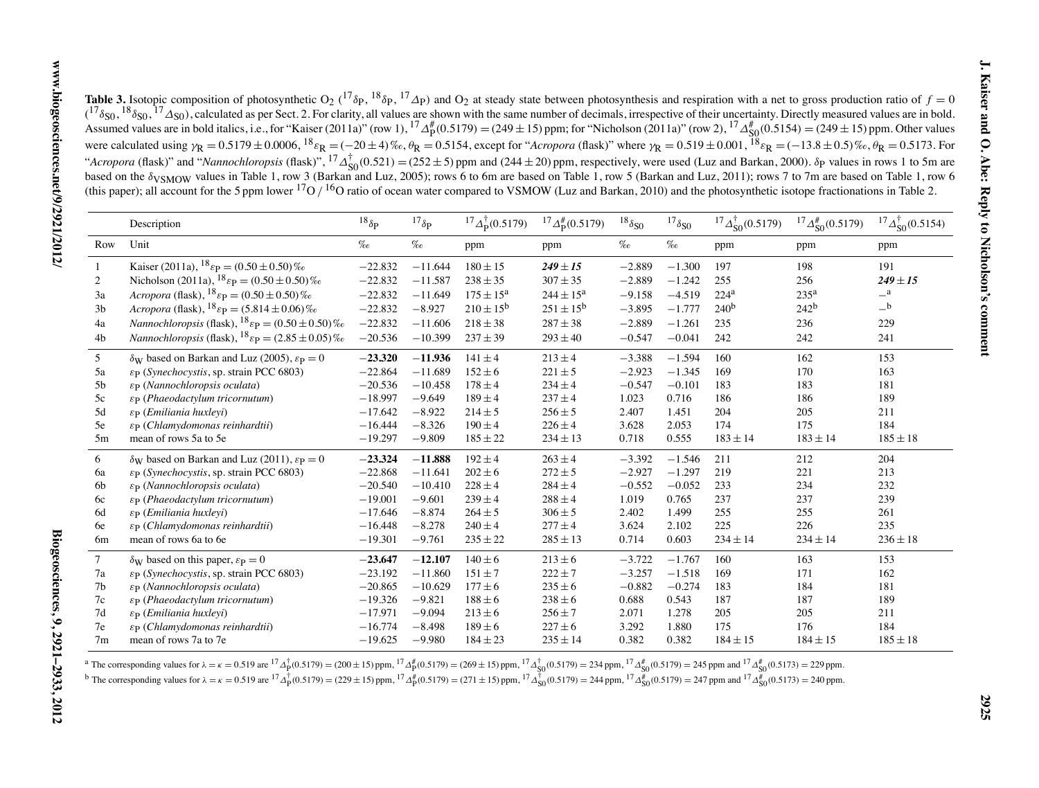**Table 3.** Isotopic composition of photosynthetic $O_2$ ($^{17}\delta_P$, $^{18}\delta_P$, $^{17}\Delta_P$) and $O_2$ at steady state between photosynthesis and respiration with a net to gross production ratio of $f = 0$ ($^{17}\delta_{S0}$, $^{18}\delta_{S0}$, $^{17}\Delta_{S0}$), calculated as per Sect. 2. For clarity, all values are shown with the same number of decimals, irrespective of their uncertainty. Directly measured values are in bold. Assumed values are in bold italics, i.e., for "Kaiser (2011a)" (row 1), $^{17}\Delta^{\#}_P(0.5179) = (249 \pm 15)$ ppm; for "Nicholson (2011a)" (row 2), $^{17}\Delta^{\#}_{S0}(0.5154) = (249 \pm 15)$ ppm. Other values were calculated using $\gamma_R = 0.5179 \pm 0.0006$, $^{18}\varepsilon_R = (-20 \pm 4)$ ‰, $\theta_R = 0.5154$, except for "*Acropora* (flask)" where $\gamma_R = 0.519 \pm 0.001$, $^{18}\varepsilon_R = (-13.8 \pm 0.5)$ ‰, $\theta_R = 0.5173$. For "*Acropora* (flask)" and "*Nannochloropsis* (flask)", $^{17}\Delta^{\dagger}_{S0}(0.521) = (252 \pm 5)$ ppm and $(244 \pm 20)$ ppm, respectively, were used (Luz and Barkan, 2000). $\delta_P$ values in rows 1 to 5m are based on the $\delta_{VSMOW}$ values in Table 1, row 3 (Barkan and Luz, 2005); rows 6 to 6m are based on Table 1, row 5 (Barkan and Luz, 2011); rows 7 to 7m are based on Table 1, row 6 (this paper); all account for the 5 ppm lower $^{17}O/^{16}O$ ratio of ocean water compared to VSMOW (Luz and Barkan, 2010) and the photosynthetic isotope fractionations in Table 2.

| Row | Description | $^{18}\delta_P$ | $^{17}\delta_P$ | $^{17}\Delta^{\dagger}_P(0.5179)$ | $^{17}\Delta^{\#}_P(0.5179)$ | $^{18}\delta_{S0}$ | $^{17}\delta_{S0}$ | $^{17}\Delta^{\dagger}_{S0}(0.5179)$ | $^{17}\Delta^{\#}_{S0}(0.5179)$ | $^{17}\Delta^{\dagger}_{S0}(0.5154)$ |
|---|---|---|---|---|---|---|---|---|---|---|
| Row | Unit | ‰ | ‰ | ppm | ppm | ‰ | ‰ | ppm | ppm | ppm |
| 1 | Kaiser (2011a), $^{18}\varepsilon_P = (0.50 \pm 0.50)$ ‰ | −22.832 | −11.644 | 180 ± 15 | ***249 ± 15*** | −2.889 | −1.300 | 197 | 198 | 191 |
| 2 | Nicholson (2011a), $^{18}\varepsilon_P = (0.50 \pm 0.50)$ ‰ | −22.832 | −11.587 | 238 ± 35 | 307 ± 35 | −2.889 | −1.242 | 255 | 256 | ***249 ± 15*** |
| 3a | *Acropora* (flask), $^{18}\varepsilon_P = (0.50 \pm 0.50)$ ‰ | −22.832 | −11.649 | 175 ± 15[a] | 244 ± 15[a] | −9.158 | −4.519 | 224[a] | 235[a] | –[a] |
| 3b | *Acropora* (flask), $^{18}\varepsilon_P = (5.814 \pm 0.06)$ ‰ | −22.832 | −8.927 | 210 ± 15[b] | 251 ± 15[b] | −3.895 | −1.777 | 240[b] | 242[b] | –[b] |
| 4a | *Nannochloropsis* (flask), $^{18}\varepsilon_P = (0.50 \pm 0.50)$ ‰ | −22.832 | −11.606 | 218 ± 38 | 287 ± 38 | −2.889 | −1.261 | 235 | 236 | 229 |
| 4b | *Nannochloropsis* (flask), $^{18}\varepsilon_P = (2.85 \pm 0.05)$ ‰ | −20.536 | −10.399 | 237 ± 39 | 293 ± 40 | −0.547 | −0.041 | 242 | 242 | 241 |
| 5 | $\delta_W$ based on Barkan and Luz (2005), $\varepsilon_P = 0$ | **−23.320** | **−11.936** | 141 ± 4 | 213 ± 4 | −3.388 | −1.594 | 160 | 162 | 153 |
| 5a | $\varepsilon_P$ (*Synechocystis*, sp. strain PCC 6803) | −22.864 | −11.689 | 152 ± 6 | 221 ± 5 | −2.923 | −1.345 | 169 | 170 | 163 |
| 5b | $\varepsilon_P$ (*Nannochloropsis oculata*) | −20.536 | −10.458 | 178 ± 4 | 234 ± 4 | −0.547 | −0.101 | 183 | 183 | 181 |
| 5c | $\varepsilon_P$ (*Phaeodactylum tricornutum*) | −18.997 | −9.649 | 189 ± 4 | 237 ± 4 | 1.023 | 0.716 | 186 | 186 | 189 |
| 5d | $\varepsilon_P$ (*Emiliania huxleyi*) | −17.642 | −8.922 | 214 ± 5 | 256 ± 5 | 2.407 | 1.451 | 204 | 205 | 211 |
| 5e | $\varepsilon_P$ (*Chlamydomonas reinhardtii*) | −16.444 | −8.326 | 190 ± 4 | 226 ± 4 | 3.628 | 2.053 | 174 | 175 | 184 |
| 5m | mean of rows 5a to 5e | −19.297 | −9.809 | 185 ± 22 | 234 ± 13 | 0.718 | 0.555 | 183 ± 14 | 183 ± 14 | 185 ± 18 |
| 6 | $\delta_W$ based on Barkan and Luz (2011), $\varepsilon_P = 0$ | **−23.324** | **−11.888** | 192 ± 4 | 263 ± 4 | −3.392 | −1.546 | 211 | 212 | 204 |
| 6a | $\varepsilon_P$ (*Synechocystis*, sp. strain PCC 6803) | −22.868 | −11.641 | 202 ± 6 | 272 ± 5 | −2.927 | −1.297 | 219 | 221 | 213 |
| 6b | $\varepsilon_P$ (*Nannochloropsis oculata*) | −20.540 | −10.410 | 228 ± 4 | 284 ± 4 | −0.552 | −0.052 | 233 | 234 | 232 |
| 6c | $\varepsilon_P$ (*Phaeodactylum tricornutum*) | −19.001 | −9.601 | 239 ± 4 | 288 ± 4 | 1.019 | 0.765 | 237 | 237 | 239 |
| 6d | $\varepsilon_P$ (*Emiliania huxleyi*) | −17.646 | −8.874 | 264 ± 5 | 306 ± 5 | 2.402 | 1.499 | 255 | 255 | 261 |
| 6e | $\varepsilon_P$ (*Chlamydomonas reinhardtii*) | −16.448 | −8.278 | 240 ± 4 | 277 ± 4 | 3.624 | 2.102 | 225 | 226 | 235 |
| 6m | mean of rows 6a to 6e | −19.301 | −9.761 | 235 ± 22 | 285 ± 13 | 0.714 | 0.603 | 234 ± 14 | 234 ± 14 | 236 ± 18 |
| 7 | $\delta_W$ based on this paper, $\varepsilon_P = 0$ | **−23.647** | **−12.107** | 140 ± 6 | 213 ± 6 | −3.722 | −1.767 | 160 | 163 | 153 |
| 7a | $\varepsilon_P$ (*Synechocystis*, sp. strain PCC 6803) | −23.192 | −11.860 | 151 ± 7 | 222 ± 7 | −3.257 | −1.518 | 169 | 171 | 162 |
| 7b | $\varepsilon_P$ (*Nannochloropsis oculata*) | −20.865 | −10.629 | 177 ± 6 | 235 ± 6 | −0.882 | −0.274 | 183 | 184 | 181 |
| 7c | $\varepsilon_P$ (*Phaeodactylum tricornutum*) | −19.326 | −9.821 | 188 ± 6 | 238 ± 6 | 0.688 | 0.543 | 187 | 187 | 189 |
| 7d | $\varepsilon_P$ (*Emiliania huxleyi*) | −17.971 | −9.094 | 213 ± 6 | 256 ± 7 | 2.071 | 1.278 | 205 | 205 | 211 |
| 7e | $\varepsilon_P$ (*Chlamydomonas reinhardtii*) | −16.774 | −8.498 | 189 ± 6 | 227 ± 6 | 3.292 | 1.880 | 175 | 176 | 184 |
| 7m | mean of rows 7a to 7e | −19.625 | −9.980 | 184 ± 23 | 235 ± 14 | 0.382 | 0.382 | 184 ± 15 | 184 ± 15 | 185 ± 18 |

[a] The corresponding values for $\lambda = \kappa = 0.519$ are $^{17}\Delta^{\dagger}_P(0.5179) = (200 \pm 15)$ ppm, $^{17}\Delta^{\#}_P(0.5179) = (269 \pm 15)$ ppm, $^{17}\Delta^{\dagger}_{S0}(0.5179) = 234$ ppm, $^{17}\Delta^{\#}_{S0}(0.5179) = 245$ ppm and $^{17}\Delta^{\#}_{S0}(0.5173) = 229$ ppm.

[b] The corresponding values for $\lambda = \kappa = 0.519$ are $^{17}\Delta^{\dagger}_P(0.5179) = (229 \pm 15)$ ppm, $^{17}\Delta^{\#}_P(0.5179) = (271 \pm 15)$ ppm, $^{17}\Delta^{\dagger}_{S0}(0.5179) = 244$ ppm, $^{17}\Delta^{\#}_{S0}(0.5179) = 247$ ppm and $^{17}\Delta^{\#}_{S0}(0.5173) = 240$ ppm.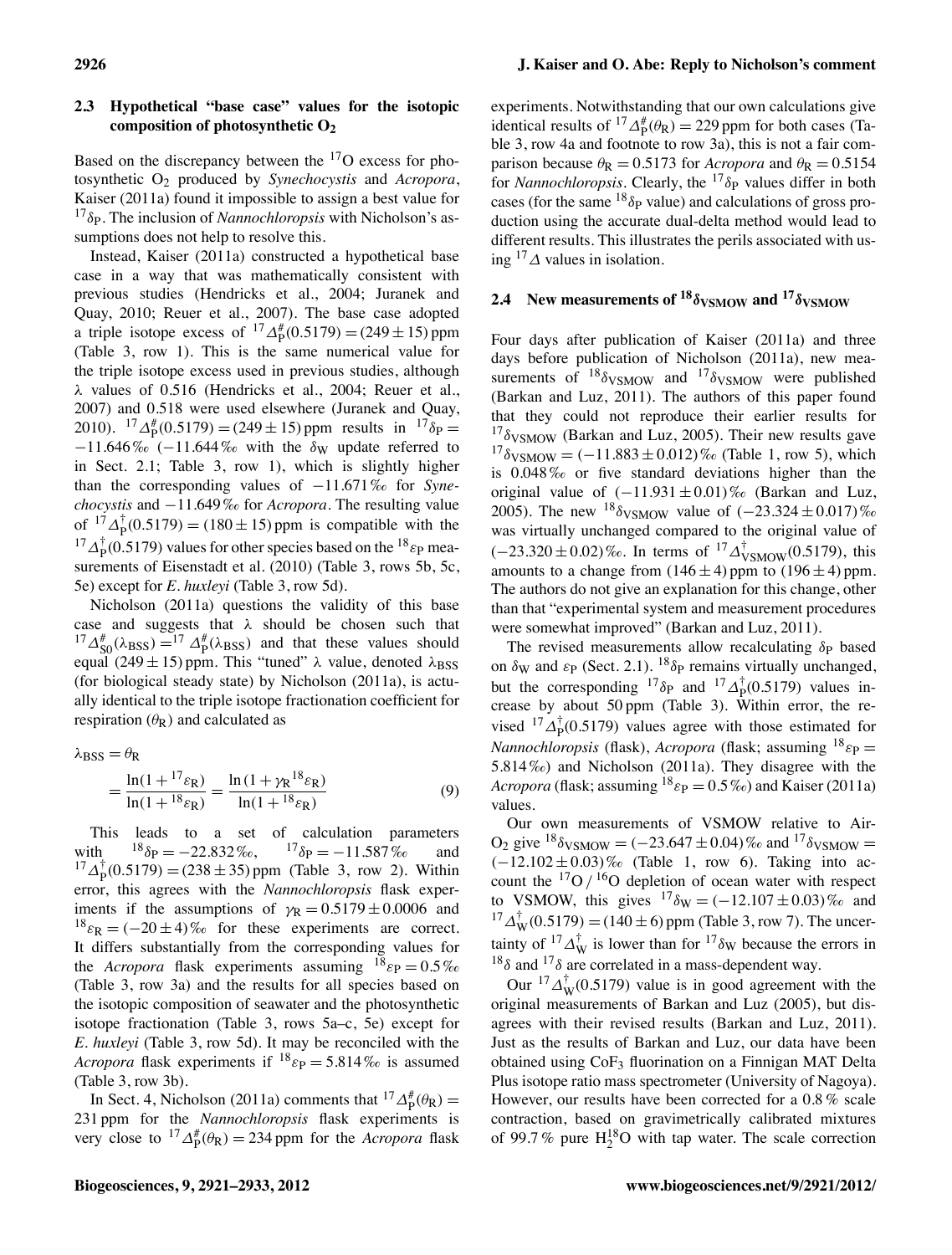### 2.3 Hypothetical "base case" values for the isotopic composition of photosynthetic $O_2$

Based on the discrepancy between the $^{17}O$ excess for photosynthetic $O_2$ produced by *Synechocystis* and *Acropora*, Kaiser (2011a) found it impossible to assign a best value for $^{17}\delta_P$. The inclusion of *Nannochloropsis* with Nicholson's assumptions does not help to resolve this.

Instead, Kaiser (2011a) constructed a hypothetical base case in a way that was mathematically consistent with previous studies (Hendricks et al., 2004; Juranek and Quay, 2010; Reuer et al., 2007). The base case adopted a triple isotope excess of $^{17}\Delta^{\#}_P(0.5179) = (249 \pm 15)$ ppm (Table 3, row 1). This is the same numerical value for the triple isotope excess used in previous studies, although $\lambda$ values of 0.516 (Hendricks et al., 2004; Reuer et al., 2007) and 0.518 were used elsewhere (Juranek and Quay, 2010). $^{17}\Delta^{\#}_P(0.5179) = (249 \pm 15)$ ppm results in $^{17}\delta_P = -11.646$ ‰ ($-11.644$ ‰ with the $\delta_W$ update referred to in Sect. 2.1; Table 3, row 1), which is slightly higher than the corresponding values of $-11.671$ ‰ for *Synechocystis* and $-11.649$ ‰ for *Acropora*. The resulting value of $^{17}\Delta^{\dagger}_P(0.5179) = (180 \pm 15)$ ppm is compatible with the $^{17}\Delta^{\dagger}_P(0.5179)$ values for other species based on the $^{18}\varepsilon_P$ measurements of Eisenstadt et al. (2010) (Table 3, rows 5b, 5c, 5e) except for *E. huxleyi* (Table 3, row 5d).

Nicholson (2011a) questions the validity of this base case and suggests that $\lambda$ should be chosen such that $^{17}\Delta^{\#}_{S0}(\lambda_{BSS}) = ^{17}\Delta^{\#}_P(\lambda_{BSS})$ and that these values should equal $(249 \pm 15)$ ppm. This "tuned" $\lambda$ value, denoted $\lambda_{BSS}$ (for biological steady state) by Nicholson (2011a), is actually identical to the triple isotope fractionation coefficient for respiration ($\theta_R$) and calculated as

$$\lambda_{BSS} = \theta_R = \frac{\ln(1 + {}^{17}\varepsilon_R)}{\ln(1 + {}^{18}\varepsilon_R)} = \frac{\ln(1 + \gamma_R {}^{18}\varepsilon_R)}{\ln(1 + {}^{18}\varepsilon_R)} \quad (9)$$

This leads to a set of calculation parameters with $^{18}\delta_P = -22.832$ ‰, $^{17}\delta_P = -11.587$ ‰ and $^{17}\Delta^{\dagger}_P(0.5179) = (238 \pm 35)$ ppm (Table 3, row 2). Within error, this agrees with the *Nannochloropsis* flask experiments if the assumptions of $\gamma_R = 0.5179 \pm 0.0006$ and $^{18}\varepsilon_R = (-20 \pm 4)$ ‰ for these experiments are correct. It differs substantially from the corresponding values for the *Acropora* flask experiments assuming $^{18}\varepsilon_P = 0.5$ ‰ (Table 3, row 3a) and the results for all species based on the isotopic composition of seawater and the photosynthetic isotope fractionation (Table 3, rows 5a–c, 5e) except for *E. huxleyi* (Table 3, row 5d). It may be reconciled with the *Acropora* flask experiments if $^{18}\varepsilon_P = 5.814$ ‰ is assumed (Table 3, row 3b).

In Sect. 4, Nicholson (2011a) comments that $^{17}\Delta^{\#}_P(\theta_R) = 231$ ppm for the *Nannochloropsis* flask experiments is very close to $^{17}\Delta^{\#}_P(\theta_R) = 234$ ppm for the *Acropora* flask experiments. Notwithstanding that our own calculations give identical results of $^{17}\Delta^{\#}_P(\theta_R) = 229$ ppm for both cases (Table 3, row 4a and footnote to row 3a), this is not a fair comparison because $\theta_R = 0.5173$ for *Acropora* and $\theta_R = 0.5154$ for *Nannochloropsis*. Clearly, the $^{17}\delta_P$ values differ in both cases (for the same $^{18}\delta_P$ value) and calculations of gross production using the accurate dual-delta method would lead to different results. This illustrates the perils associated with using $^{17}\Delta$ values in isolation.

### 2.4 New measurements of $^{18}\delta_{VSMOW}$ and $^{17}\delta_{VSMOW}$

Four days after publication of Kaiser (2011a) and three days before publication of Nicholson (2011a), new measurements of $^{18}\delta_{VSMOW}$ and $^{17}\delta_{VSMOW}$ were published (Barkan and Luz, 2011). The authors of this paper found that they could not reproduce their earlier results for $^{17}\delta_{VSMOW}$ (Barkan and Luz, 2005). Their new results gave $^{17}\delta_{VSMOW} = (-11.883 \pm 0.012)$ ‰ (Table 1, row 5), which is 0.048 ‰ or five standard deviations higher than the original value of $(-11.931 \pm 0.01)$ ‰ (Barkan and Luz, 2005). The new $^{18}\delta_{VSMOW}$ value of $(-23.324 \pm 0.017)$ ‰ was virtually unchanged compared to the original value of $(-23.320 \pm 0.02)$ ‰. In terms of $^{17}\Delta^{\dagger}_{VSMOW}(0.5179)$, this amounts to a change from $(146 \pm 4)$ ppm to $(196 \pm 4)$ ppm. The authors do not give an explanation for this change, other than that "experimental system and measurement procedures were somewhat improved" (Barkan and Luz, 2011).

The revised measurements allow recalculating $\delta_P$ based on $\delta_W$ and $\varepsilon_P$ (Sect. 2.1). $^{18}\delta_P$ remains virtually unchanged, but the corresponding $^{17}\delta_P$ and $^{17}\Delta^{\dagger}_P(0.5179)$ values increase by about 50 ppm (Table 3). Within error, the revised $^{17}\Delta^{\dagger}_P(0.5179)$ values agree with those estimated for *Nannochloropsis* (flask), *Acropora* (flask; assuming $^{18}\varepsilon_P = 5.814$ ‰) and Nicholson (2011a). They disagree with the *Acropora* (flask; assuming $^{18}\varepsilon_P = 0.5$ ‰) and Kaiser (2011a) values.

Our own measurements of VSMOW relative to Air-$O_2$ give $^{18}\delta_{VSMOW} = (-23.647 \pm 0.04)$ ‰ and $^{17}\delta_{VSMOW} = (-12.102 \pm 0.03)$ ‰ (Table 1, row 6). Taking into account the $^{17}O/^{16}O$ depletion of ocean water with respect to VSMOW, this gives $^{17}\delta_W = (-12.107 \pm 0.03)$ ‰ and $^{17}\Delta^{\dagger}_W(0.5179) = (140 \pm 6)$ ppm (Table 3, row 7). The uncertainty of $^{17}\Delta^{\dagger}_W$ is lower than for $^{17}\delta_W$ because the errors in $^{18}\delta$ and $^{17}\delta$ are correlated in a mass-dependent way.

Our $^{17}\Delta^{\dagger}_W(0.5179)$ value is in good agreement with the original measurements of Barkan and Luz (2005), but disagrees with their revised results (Barkan and Luz, 2011). Just as the results of Barkan and Luz, our data have been obtained using $CoF_3$ fluorination on a Finnigan MAT Delta Plus isotope ratio mass spectrometer (University of Nagoya). However, our results have been corrected for a 0.8 % scale contraction, based on gravimetrically calibrated mixtures of 99.7 % pure $H_2^{18}O$ with tap water. The scale correction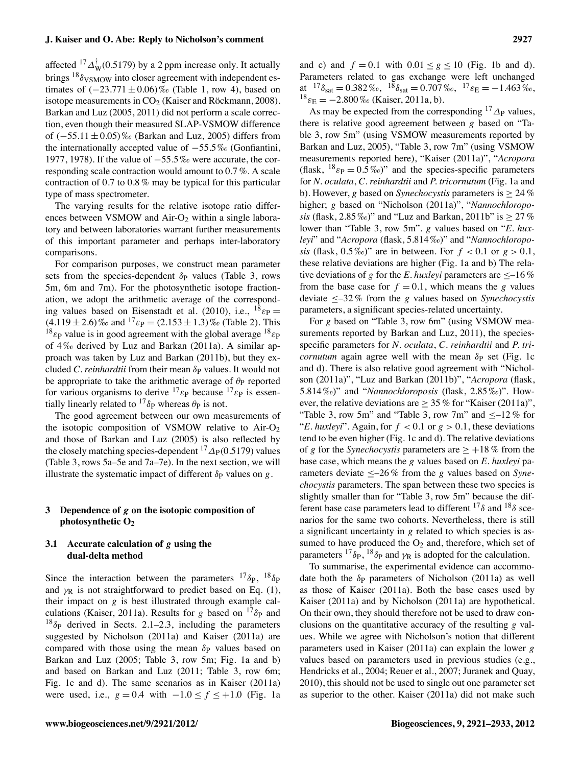affected ${}^{17}\Delta^{\dagger}_{\mathrm{W}}(0.5179)$ by a 2 ppm increase only. It actually brings ${}^{18}\delta_{\mathrm{VSMOW}}$ into closer agreement with independent estimates of $(-23.771 \pm 0.06)$‰ (Table 1, row 4), based on isotope measurements in $CO_2$ (Kaiser and Röckmann, 2008). Barkan and Luz (2005, 2011) did not perform a scale correction, even though their measured SLAP-VSMOW difference of $(-55.11 \pm 0.05)$‰ (Barkan and Luz, 2005) differs from the internationally accepted value of $-55.5$‰ (Gonfiantini, 1977, 1978). If the value of $-55.5$‰ were accurate, the corresponding scale contraction would amount to 0.7 %. A scale contraction of 0.7 to 0.8 % may be typical for this particular type of mass spectrometer.

The varying results for the relative isotope ratio differences between VSMOW and Air-$O_2$ within a single laboratory and between laboratories warrant further measurements of this important parameter and perhaps inter-laboratory comparisons.

For comparison purposes, we construct mean parameter sets from the species-dependent $\delta_{\mathrm{P}}$ values (Table 3, rows 5m, 6m and 7m). For the photosynthetic isotope fractionation, we adopt the arithmetic average of the corresponding values based on Eisenstadt et al. (2010), i.e., ${}^{18}\varepsilon_{\mathrm{P}} = (4.119 \pm 2.6)$‰ and ${}^{17}\varepsilon_{\mathrm{P}} = (2.153 \pm 1.3)$‰ (Table 2). This ${}^{18}\varepsilon_{\mathrm{P}}$ value is in good agreement with the global average ${}^{18}\varepsilon_{\mathrm{P}}$ of 4‰ derived by Luz and Barkan (2011a). A similar approach was taken by Luz and Barkan (2011b), but they excluded *C. reinhardtii* from their mean $\delta_{\mathrm{P}}$ values. It would not be appropriate to take the arithmetic average of $\theta_{\mathrm{P}}$ reported for various organisms to derive ${}^{17}\varepsilon_{\mathrm{P}}$ because ${}^{17}\varepsilon_{\mathrm{P}}$ is essentially linearly related to ${}^{17}\delta_{\mathrm{P}}$ whereas $\theta_{\mathrm{P}}$ is not.

The good agreement between our own measurements of the isotopic composition of VSMOW relative to Air-$O_2$ and those of Barkan and Luz (2005) is also reflected by the closely matching species-dependent ${}^{17}\Delta_{\mathrm{P}}(0.5179)$ values (Table 3, rows 5a–5e and 7a–7e). In the next section, we will illustrate the systematic impact of different $\delta_{\mathrm{P}}$ values on $g$.

## 3 Dependence of $g$ on the isotopic composition of photosynthetic $O_2$

### 3.1 Accurate calculation of $g$ using the dual-delta method

Since the interaction between the parameters ${}^{17}\delta_{\mathrm{P}}$, ${}^{18}\delta_{\mathrm{P}}$ and $\gamma_{\mathrm{R}}$ is not straightforward to predict based on Eq. (1), their impact on $g$ is best illustrated through example calculations (Kaiser, 2011a). Results for $g$ based on ${}^{17}\delta_{\mathrm{P}}$ and ${}^{18}\delta_{\mathrm{P}}$ derived in Sects. 2.1–2.3, including the parameters suggested by Nicholson (2011a) and Kaiser (2011a) are compared with those using the mean $\delta_{\mathrm{P}}$ values based on Barkan and Luz (2005; Table 3, row 5m; Fig. 1a and b) and based on Barkan and Luz (2011; Table 3, row 6m; Fig. 1c and d). The same scenarios as in Kaiser (2011a) were used, i.e., $g = 0.4$ with $-1.0 \leq f \leq +1.0$ (Fig. 1a and c) and $f = 0.1$ with $0.01 \leq g \leq 10$ (Fig. 1b and d). Parameters related to gas exchange were left unchanged at ${}^{17}\delta_{\mathrm{sat}} = 0.382$‰, ${}^{18}\delta_{\mathrm{sat}} = 0.707$‰, ${}^{17}\varepsilon_{\mathrm{E}} = -1.463$‰, ${}^{18}\varepsilon_{\mathrm{E}} = -2.800$‰ (Kaiser, 2011a, b).

As may be expected from the corresponding ${}^{17}\Delta_{\mathrm{P}}$ values, there is relative good agreement between $g$ based on "Table 3, row 5m" (using VSMOW measurements reported by Barkan and Luz, 2005), "Table 3, row 7m" (using VSMOW measurements reported here), "Kaiser (2011a)", "*Acropora* (flask, ${}^{18}\varepsilon_{\mathrm{P}} = 0.5$‰)" and the species-specific parameters for *N. oculata*, *C. reinhardtii* and *P. tricornutum* (Fig. 1a and b). However, $g$ based on *Synechocystis* parameters is $\geq 24$ % higher; $g$ based on "Nicholson (2011a)", "*Nannochloropsis* (flask, 2.85‰)" and "Luz and Barkan, 2011b" is $\geq 27$ % lower than "Table 3, row 5m". $g$ values based on "*E. huxleyi*" and "*Acropora* (flask, 5.814‰)" and "*Nannochloropsis* (flask, 0.5‰)" are in between. For $f < 0.1$ or $g > 0.1$, these relative deviations are higher (Fig. 1a and b) The relative deviations of $g$ for the *E. huxleyi* parameters are $\leq$–16 % from the base case for $f = 0.1$, which means the $g$ values deviate $\leq$–32 % from the $g$ values based on *Synechocystis* parameters, a significant species-related uncertainty.

For $g$ based on "Table 3, row 6m" (using VSMOW measurements reported by Barkan and Luz, 2011), the species-specific parameters for *N. oculata*, *C. reinhardtii* and *P. tricornutum* again agree well with the mean $\delta_{\mathrm{P}}$ set (Fig. 1c and d). There is also relative good agreement with "Nicholson (2011a)", "Luz and Barkan (2011b)", "*Acropora* (flask, 5.814‰)" and "*Nannochloropsis* (flask, 2.85‰)". However, the relative deviations are $\geq 35$ % for "Kaiser (2011a)", "Table 3, row 5m" and "Table 3, row 7m" and $\leq$–12 % for "*E. huxleyi*". Again, for $f < 0.1$ or $g > 0.1$, these deviations tend to be even higher (Fig. 1c and d). The relative deviations of $g$ for the *Synechocystis* parameters are $\geq +18$ % from the base case, which means the $g$ values based on *E. huxleyi* parameters deviate $\leq$–26 % from the $g$ values based on *Synechocystis* parameters. The span between these two species is slightly smaller than for "Table 3, row 5m" because the different base case parameters lead to different ${}^{17}\delta$ and ${}^{18}\delta$ scenarios for the same two cohorts. Nevertheless, there is still a significant uncertainty in $g$ related to which species is assumed to have produced the $O_2$ and, therefore, which set of parameters ${}^{17}\delta_{\mathrm{P}}$, ${}^{18}\delta_{\mathrm{P}}$ and $\gamma_{\mathrm{R}}$ is adopted for the calculation.

To summarise, the experimental evidence can accommodate both the $\delta_{\mathrm{P}}$ parameters of Nicholson (2011a) as well as those of Kaiser (2011a). Both the base cases used by Kaiser (2011a) and by Nicholson (2011a) are hypothetical. On their own, they should therefore not be used to draw conclusions on the quantitative accuracy of the resulting $g$ values. While we agree with Nicholson's notion that different parameters used in Kaiser (2011a) can explain the lower $g$ values based on parameters used in previous studies (e.g., Hendricks et al., 2004; Reuer et al., 2007; Juranek and Quay, 2010), this should not be used to single out one parameter set as superior to the other. Kaiser (2011a) did not make such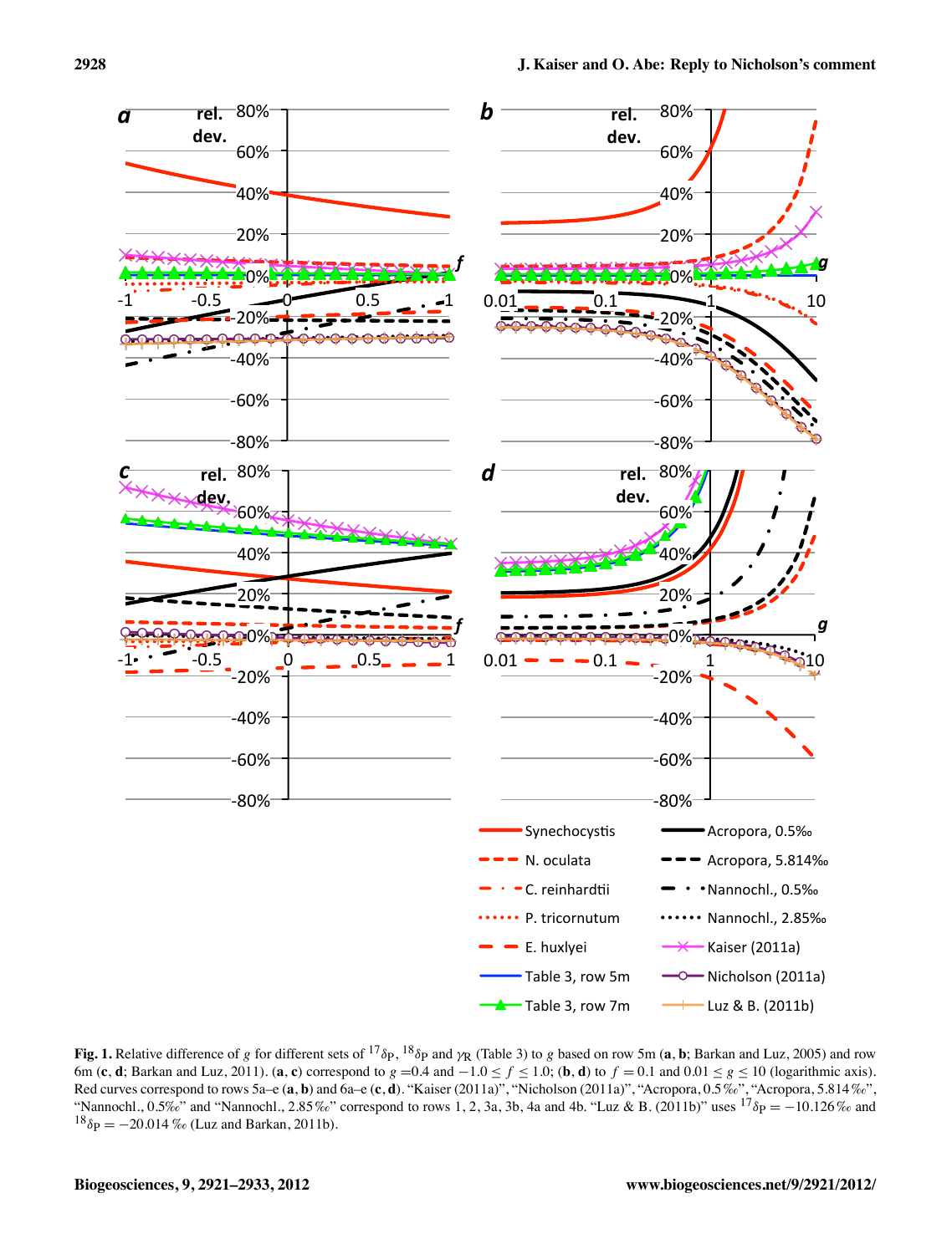**Fig. 1.** Relative difference of $g$ for different sets of $^{17}\delta_P$, $^{18}\delta_P$ and $\gamma_R$ (Table 3) to $g$ based on row 5m (**a**, **b**; Barkan and Luz, 2005) and row 6m (**c**, **d**; Barkan and Luz, 2011). (**a**, **c**) correspond to $g = 0.4$ and $-1.0 \leq f \leq 1.0$; (**b**, **d**) to $f = 0.1$ and $0.01 \leq g \leq 10$ (logarithmic axis). Red curves correspond to rows 5a–e (**a**, **b**) and 6a–e (**c**, **d**). "Kaiser (2011a)", "Nicholson (2011a)", "Acropora, 0.5 ‰", "Acropora, 5.814 ‰", "Nannochl., 0.5‰" and "Nannochl., 2.85 ‰" correspond to rows 1, 2, 3a, 3b, 4a and 4b. "Luz & B. (2011b)" uses $^{17}\delta_P = -10.126$ ‰ and $^{18}\delta_P = -20.014$ ‰ (Luz and Barkan, 2011b).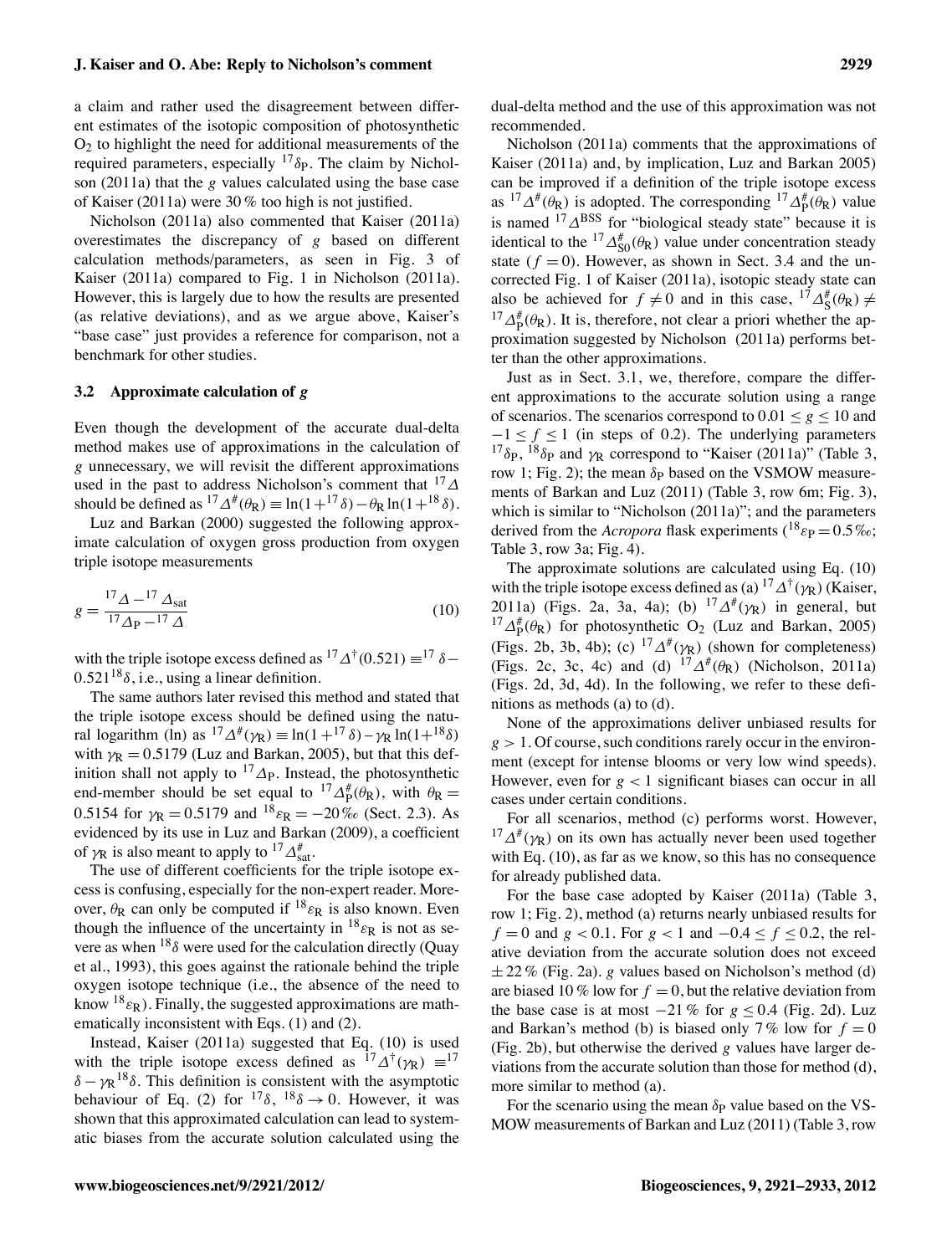a claim and rather used the disagreement between different estimates of the isotopic composition of photosynthetic $O_2$ to highlight the need for additional measurements of the required parameters, especially $^{17}\delta_P$. The claim by Nicholson (2011a) that the $g$ values calculated using the base case of Kaiser (2011a) were 30 % too high is not justified.

Nicholson (2011a) also commented that Kaiser (2011a) overestimates the discrepancy of $g$ based on different calculation methods/parameters, as seen in Fig. 3 of Kaiser (2011a) compared to Fig. 1 in Nicholson (2011a). However, this is largely due to how the results are presented (as relative deviations), and as we argue above, Kaiser's "base case" just provides a reference for comparison, not a benchmark for other studies.

### 3.2 Approximate calculation of $g$

Even though the development of the accurate dual-delta method makes use of approximations in the calculation of $g$ unnecessary, we will revisit the different approximations used in the past to address Nicholson's comment that $^{17}\Delta$ should be defined as $^{17}\Delta^{\#}(\theta_R) \equiv \ln(1+{}^{17}\delta) - \theta_R \ln(1+{}^{18}\delta)$.

Luz and Barkan (2000) suggested the following approximate calculation of oxygen gross production from oxygen triple isotope measurements

$$g = \frac{^{17}\Delta - {}^{17}\Delta_{sat}}{^{17}\Delta_P - {}^{17}\Delta} \tag{10}$$

with the triple isotope excess defined as $^{17}\Delta^{\dagger}(0.521) \equiv {}^{17}\delta - 0.521\,{}^{18}\delta$, i.e., using a linear definition.

The same authors later revised this method and stated that the triple isotope excess should be defined using the natural logarithm (ln) as $^{17}\Delta^{\#}(\gamma_R) \equiv \ln(1+{}^{17}\delta) - \gamma_R \ln(1+{}^{18}\delta)$ with $\gamma_R = 0.5179$ (Luz and Barkan, 2005), but that this definition shall not apply to $^{17}\Delta_P$. Instead, the photosynthetic end-member should be set equal to $^{17}\Delta^{\#}_P(\theta_R)$, with $\theta_R = 0.5154$ for $\gamma_R = 0.5179$ and $^{18}\varepsilon_R = -20$ ‰ (Sect. 2.3). As evidenced by its use in Luz and Barkan (2009), a coefficient of $\gamma_R$ is also meant to apply to $^{17}\Delta^{\#}_{sat}$.

The use of different coefficients for the triple isotope excess is confusing, especially for the non-expert reader. Moreover, $\theta_R$ can only be computed if $^{18}\varepsilon_R$ is also known. Even though the influence of the uncertainty in $^{18}\varepsilon_R$ is not as severe as when $^{18}\delta$ were used for the calculation directly (Quay et al., 1993), this goes against the rationale behind the triple oxygen isotope technique (i.e., the absence of the need to know $^{18}\varepsilon_R$). Finally, the suggested approximations are mathematically inconsistent with Eqs. (1) and (2).

Instead, Kaiser (2011a) suggested that Eq. (10) is used with the triple isotope excess defined as $^{17}\Delta^{\dagger}(\gamma_R) \equiv {}^{17}\delta - \gamma_R {}^{18}\delta$. This definition is consistent with the asymptotic behaviour of Eq. (2) for $^{17}\delta$, $^{18}\delta \to 0$. However, it was shown that this approximated calculation can lead to systematic biases from the accurate solution calculated using the dual-delta method and the use of this approximation was not recommended.

Nicholson (2011a) comments that the approximations of Kaiser (2011a) and, by implication, Luz and Barkan 2005) can be improved if a definition of the triple isotope excess as $^{17}\Delta^{\#}(\theta_R)$ is adopted. The corresponding $^{17}\Delta^{\#}_P(\theta_R)$ value is named $^{17}\Delta^{BSS}$ for "biological steady state" because it is identical to the $^{17}\Delta^{\#}_{S0}(\theta_R)$ value under concentration steady state ($f = 0$). However, as shown in Sect. 3.4 and the uncorrected Fig. 1 of Kaiser (2011a), isotopic steady state can also be achieved for $f \neq 0$ and in this case, $^{17}\Delta^{\#}_S(\theta_R) \neq {}^{17}\Delta^{\#}_P(\theta_R)$. It is, therefore, not clear a priori whether the approximation suggested by Nicholson (2011a) performs better than the other approximations.

Just as in Sect. 3.1, we, therefore, compare the different approximations to the accurate solution using a range of scenarios. The scenarios correspond to $0.01 \leq g \leq 10$ and $-1 \leq f \leq 1$ (in steps of 0.2). The underlying parameters $^{17}\delta_P$, $^{18}\delta_P$ and $\gamma_R$ correspond to "Kaiser (2011a)" (Table 3, row 1; Fig. 2); the mean $\delta_P$ based on the VSMOW measurements of Barkan and Luz (2011) (Table 3, row 6m; Fig. 3), which is similar to "Nicholson (2011a)"; and the parameters derived from the *Acropora* flask experiments ($^{18}\varepsilon_P = 0.5$ ‰; Table 3, row 3a; Fig. 4).

The approximate solutions are calculated using Eq. (10) with the triple isotope excess defined as (a) $^{17}\Delta^{\dagger}(\gamma_R)$ (Kaiser, 2011a) (Figs. 2a, 3a, 4a); (b) $^{17}\Delta^{\#}(\gamma_R)$ in general, but $^{17}\Delta^{\#}_P(\theta_R)$ for photosynthetic $O_2$ (Luz and Barkan, 2005) (Figs. 2b, 3b, 4b); (c) $^{17}\Delta^{\#}(\gamma_R)$ (shown for completeness) (Figs. 2c, 3c, 4c) and (d) $^{17}\Delta^{\#}(\theta_R)$ (Nicholson, 2011a) (Figs. 2d, 3d, 4d). In the following, we refer to these definitions as methods (a) to (d).

None of the approximations deliver unbiased results for $g > 1$. Of course, such conditions rarely occur in the environment (except for intense blooms or very low wind speeds). However, even for $g < 1$ significant biases can occur in all cases under certain conditions.

For all scenarios, method (c) performs worst. However, $^{17}\Delta^{\#}(\gamma_R)$ on its own has actually never been used together with Eq. (10), as far as we know, so this has no consequence for already published data.

For the base case adopted by Kaiser (2011a) (Table 3, row 1; Fig. 2), method (a) returns nearly unbiased results for $f = 0$ and $g < 0.1$. For $g < 1$ and $-0.4 \leq f \leq 0.2$, the relative deviation from the accurate solution does not exceed $\pm$ 22 % (Fig. 2a). $g$ values based on Nicholson's method (d) are biased 10 % low for $f = 0$, but the relative deviation from the base case is at most $-21$ % for $g \leq 0.4$ (Fig. 2d). Luz and Barkan's method (b) is biased only 7 % low for $f = 0$ (Fig. 2b), but otherwise the derived $g$ values have larger deviations from the accurate solution than those for method (d), more similar to method (a).

For the scenario using the mean $\delta_P$ value based on the VSMOW measurements of Barkan and Luz (2011) (Table 3, row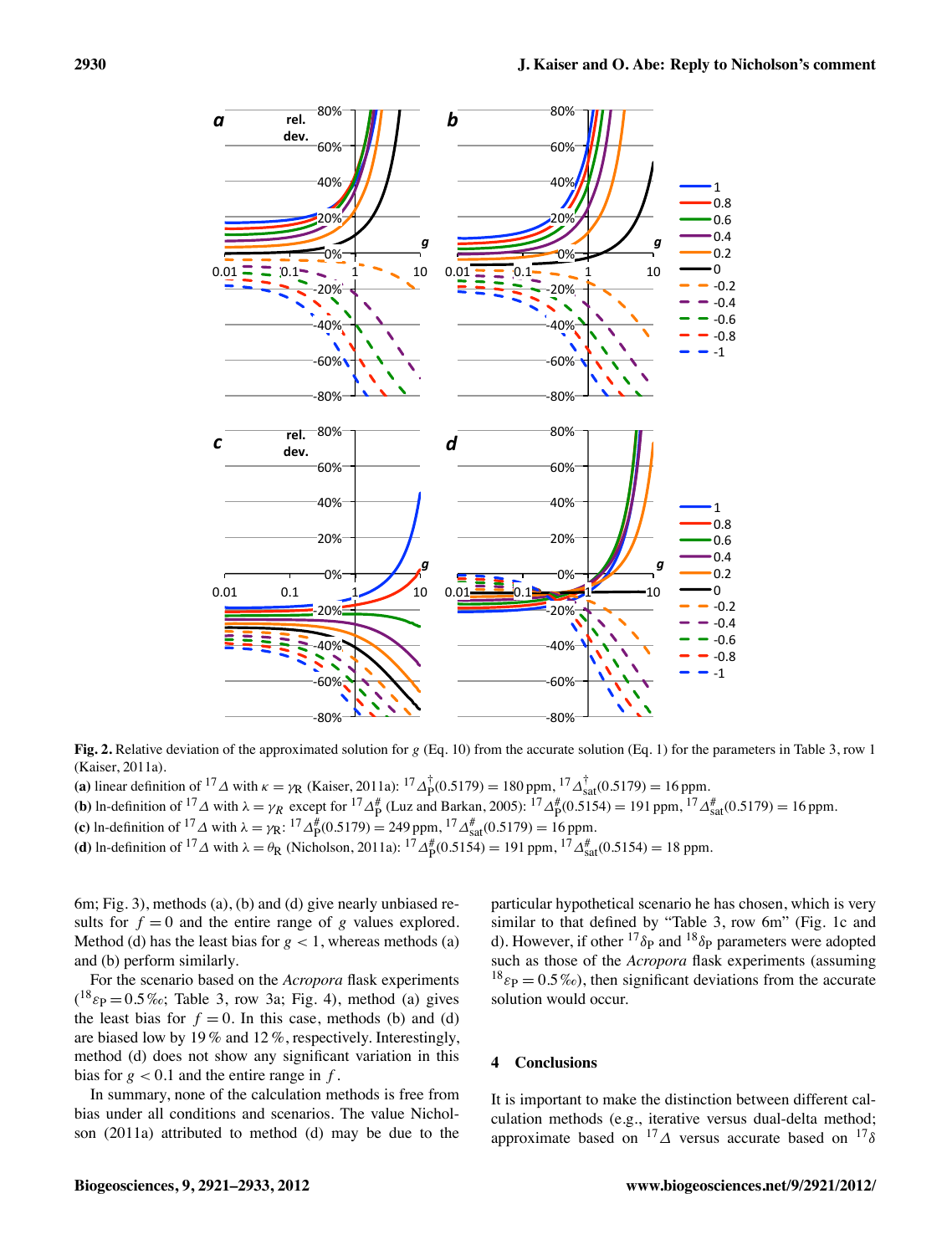**Fig. 2.** Relative deviation of the approximated solution for $g$ (Eq. 10) from the accurate solution (Eq. 1) for the parameters in Table 3, row 1 (Kaiser, 2011a).
**(a)** linear definition of $^{17}\Delta$ with $\kappa = \gamma_R$ (Kaiser, 2011a): $^{17}\Delta_P^{\dagger}(0.5179) = 180$ ppm, $^{17}\Delta_{sat}^{\dagger}(0.5179) = 16$ ppm.
**(b)** ln-definition of $^{17}\Delta$ with $\lambda = \gamma_R$ except for $^{17}\Delta_P^{\#}$ (Luz and Barkan, 2005): $^{17}\Delta_P^{\#}(0.5154) = 191$ ppm, $^{17}\Delta_{sat}^{\#}(0.5179) = 16$ ppm.
**(c)** ln-definition of $^{17}\Delta$ with $\lambda = \gamma_R$: $^{17}\Delta_P^{\#}(0.5179) = 249$ ppm, $^{17}\Delta_{sat}^{\#}(0.5179) = 16$ ppm.
**(d)** ln-definition of $^{17}\Delta$ with $\lambda = \theta_R$ (Nicholson, 2011a): $^{17}\Delta_P^{\#}(0.5154) = 191$ ppm, $^{17}\Delta_{sat}^{\#}(0.5154) = 18$ ppm.

6m; Fig. 3), methods (a), (b) and (d) give nearly unbiased results for $f = 0$ and the entire range of $g$ values explored. Method (d) has the least bias for $g < 1$, whereas methods (a) and (b) perform similarly.

For the scenario based on the *Acropora* flask experiments ($^{18}\varepsilon_P = 0.5$ ‰; Table 3, row 3a; Fig. 4), method (a) gives the least bias for $f = 0$. In this case, methods (b) and (d) are biased low by 19 % and 12 %, respectively. Interestingly, method (d) does not show any significant variation in this bias for $g < 0.1$ and the entire range in $f$.

In summary, none of the calculation methods is free from bias under all conditions and scenarios. The value Nicholson (2011a) attributed to method (d) may be due to the particular hypothetical scenario he has chosen, which is very similar to that defined by "Table 3, row 6m" (Fig. 1c and d). However, if other $^{17}\delta_P$ and $^{18}\delta_P$ parameters were adopted such as those of the *Acropora* flask experiments (assuming $^{18}\varepsilon_P = 0.5$ ‰), then significant deviations from the accurate solution would occur.

## 4 Conclusions

It is important to make the distinction between different calculation methods (e.g., iterative versus dual-delta method; approximate based on $^{17}\Delta$ versus accurate based on $^{17}\delta$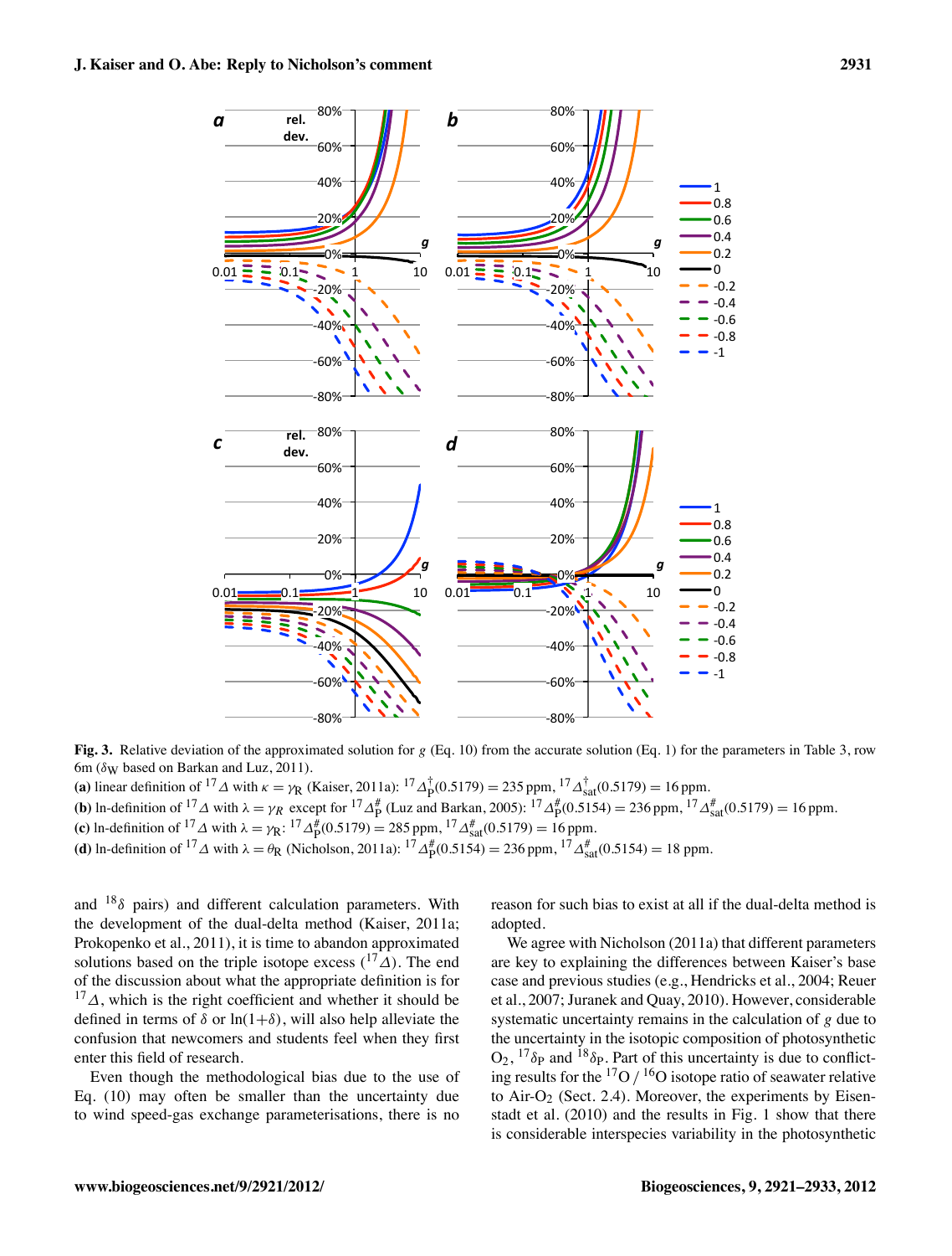**Fig. 3.** Relative deviation of the approximated solution for $g$ (Eq. 10) from the accurate solution (Eq. 1) for the parameters in Table 3, row 6m ($\delta_W$ based on Barkan and Luz, 2011).

**(a)** linear definition of $^{17}\Delta$ with $\kappa = \gamma_R$ (Kaiser, 2011a): $^{17}\Delta_P^{\dagger}(0.5179) = 235$ ppm, $^{17}\Delta_{sat}^{\dagger}(0.5179) = 16$ ppm.

**(b)** ln-definition of $^{17}\Delta$ with $\lambda = \gamma_R$ except for $^{17}\Delta_P^{\#}$ (Luz and Barkan, 2005): $^{17}\Delta_P^{\#}(0.5154) = 236$ ppm, $^{17}\Delta_{sat}^{\#}(0.5179) = 16$ ppm.

**(c)** ln-definition of $^{17}\Delta$ with $\lambda = \gamma_R$: $^{17}\Delta_P^{\#}(0.5179) = 285$ ppm, $^{17}\Delta_{sat}^{\#}(0.5179) = 16$ ppm.

**(d)** ln-definition of $^{17}\Delta$ with $\lambda = \theta_R$ (Nicholson, 2011a): $^{17}\Delta_P^{\#}(0.5154) = 236$ ppm, $^{17}\Delta_{sat}^{\#}(0.5154) = 18$ ppm.

and $^{18}\delta$ pairs) and different calculation parameters. With the development of the dual-delta method (Kaiser, 2011a; Prokopenko et al., 2011), it is time to abandon approximated solutions based on the triple isotope excess ($^{17}\Delta$). The end of the discussion about what the appropriate definition is for $^{17}\Delta$, which is the right coefficient and whether it should be defined in terms of $\delta$ or $\ln(1+\delta)$, will also help alleviate the confusion that newcomers and students feel when they first enter this field of research.

Even though the methodological bias due to the use of Eq. (10) may often be smaller than the uncertainty due to wind speed-gas exchange parameterisations, there is no reason for such bias to exist at all if the dual-delta method is adopted.

We agree with Nicholson (2011a) that different parameters are key to explaining the differences between Kaiser's base case and previous studies (e.g., Hendricks et al., 2004; Reuer et al., 2007; Juranek and Quay, 2010). However, considerable systematic uncertainty remains in the calculation of $g$ due to the uncertainty in the isotopic composition of photosynthetic $O_2$, $^{17}\delta_P$ and $^{18}\delta_P$. Part of this uncertainty is due to conflicting results for the $^{17}O$ / $^{16}O$ isotope ratio of seawater relative to Air-$O_2$ (Sect. 2.4). Moreover, the experiments by Eisenstadt et al. (2010) and the results in Fig. 1 show that there is considerable interspecies variability in the photosynthetic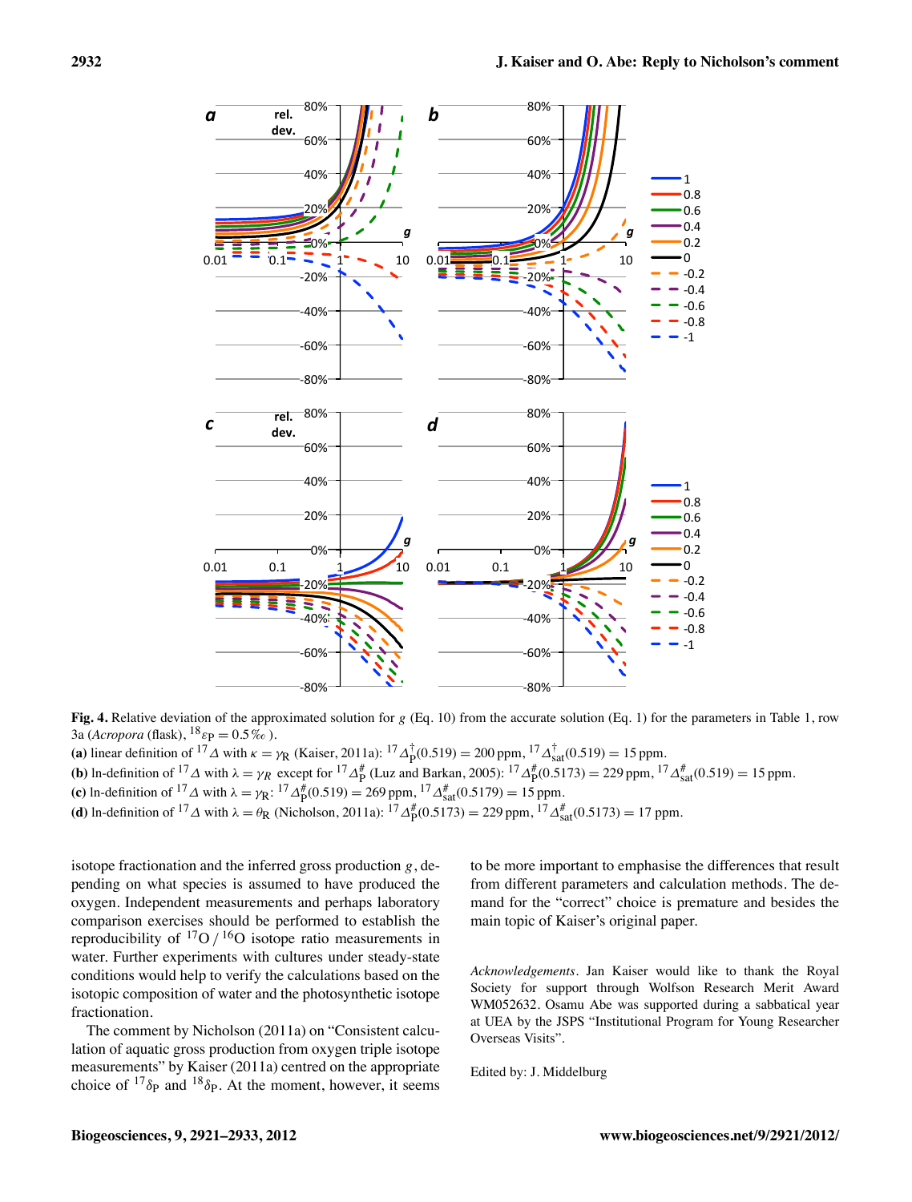**Fig. 4.** Relative deviation of the approximated solution for $g$ (Eq. 10) from the accurate solution (Eq. 1) for the parameters in Table 1, row 3a (*Acropora* (flask), $^{18}\varepsilon_P = 0.5$ ‰).
**(a)** linear definition of $^{17}\Delta$ with $\kappa = \gamma_R$ (Kaiser, 2011a): $^{17}\Delta^{\dagger}_{P}(0.519) = 200$ ppm, $^{17}\Delta^{\dagger}_{sat}(0.519) = 15$ ppm.
**(b)** ln-definition of $^{17}\Delta$ with $\lambda = \gamma_R$ except for $^{17}\Delta^{\#}_{P}$ (Luz and Barkan, 2005): $^{17}\Delta^{\#}_{P}(0.5173) = 229$ ppm, $^{17}\Delta^{\#}_{sat}(0.519) = 15$ ppm.
**(c)** ln-definition of $^{17}\Delta$ with $\lambda = \gamma_R$: $^{17}\Delta^{\#}_{P}(0.519) = 269$ ppm, $^{17}\Delta^{\#}_{sat}(0.5179) = 15$ ppm.
**(d)** ln-definition of $^{17}\Delta$ with $\lambda = \theta_R$ (Nicholson, 2011a): $^{17}\Delta^{\#}_{P}(0.5173) = 229$ ppm, $^{17}\Delta^{\#}_{sat}(0.5173) = 17$ ppm.

isotope fractionation and the inferred gross production $g$, depending on what species is assumed to have produced the oxygen. Independent measurements and perhaps laboratory comparison exercises should be performed to establish the reproducibility of $^{17}O/^{16}O$ isotope ratio measurements in water. Further experiments with cultures under steady-state conditions would help to verify the calculations based on the isotopic composition of water and the photosynthetic isotope fractionation.

The comment by Nicholson (2011a) on "Consistent calculation of aquatic gross production from oxygen triple isotope measurements" by Kaiser (2011a) centred on the appropriate choice of $^{17}\delta_P$ and $^{18}\delta_P$. At the moment, however, it seems to be more important to emphasise the differences that result from different parameters and calculation methods. The demand for the "correct" choice is premature and besides the main topic of Kaiser's original paper.

*Acknowledgements*. Jan Kaiser would like to thank the Royal Society for support through Wolfson Research Merit Award WM052632. Osamu Abe was supported during a sabbatical year at UEA by the JSPS "Institutional Program for Young Researcher Overseas Visits".

Edited by: J. Middelburg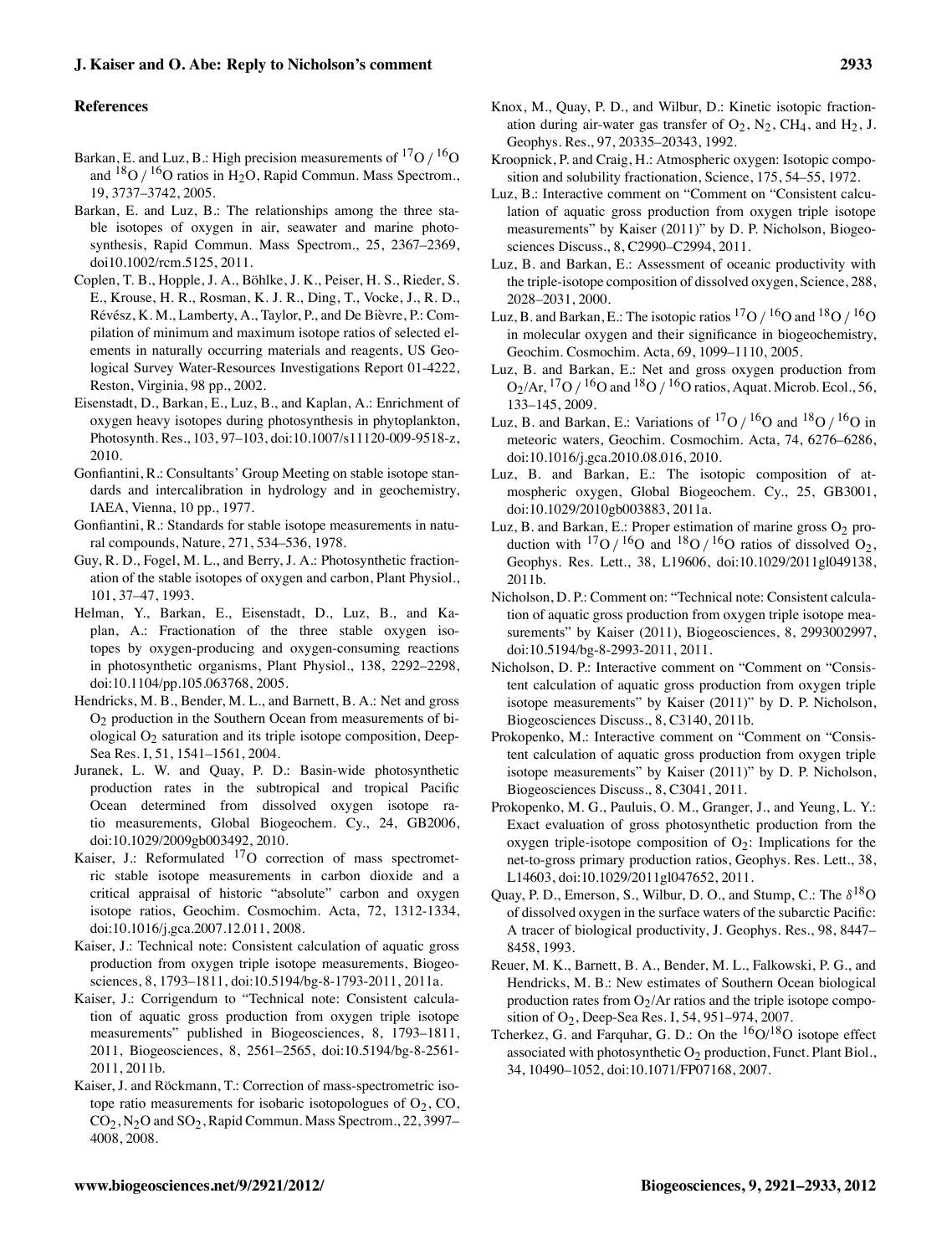## References

Barkan, E. and Luz, B.: High precision measurements of $^{17}O$ / $^{16}O$ and $^{18}O$ / $^{16}O$ ratios in $H_2O$, Rapid Commun. Mass Spectrom., 19, 3737–3742, 2005.

Barkan, E. and Luz, B.: The relationships among the three stable isotopes of oxygen in air, seawater and marine photosynthesis, Rapid Commun. Mass Spectrom., 25, 2367–2369, doi10.1002/rcm.5125, 2011.

Coplen, T. B., Hopple, J. A., Böhlke, J. K., Peiser, H. S., Rieder, S. E., Krouse, H. R., Rosman, K. J. R., Ding, T., Vocke, J., R. D., Révész, K. M., Lamberty, A., Taylor, P., and De Bièvre, P.: Compilation of minimum and maximum isotope ratios of selected elements in naturally occurring materials and reagents, US Geological Survey Water-Resources Investigations Report 01-4222, Reston, Virginia, 98 pp., 2002.

Eisenstadt, D., Barkan, E., Luz, B., and Kaplan, A.: Enrichment of oxygen heavy isotopes during photosynthesis in phytoplankton, Photosynth. Res., 103, 97–103, doi:10.1007/s11120-009-9518-z, 2010.

Gonfiantini, R.: Consultants' Group Meeting on stable isotope standards and intercalibration in hydrology and in geochemistry, IAEA, Vienna, 10 pp., 1977.

Gonfiantini, R.: Standards for stable isotope measurements in natural compounds, Nature, 271, 534–536, 1978.

Guy, R. D., Fogel, M. L., and Berry, J. A.: Photosynthetic fractionation of the stable isotopes of oxygen and carbon, Plant Physiol., 101, 37–47, 1993.

Helman, Y., Barkan, E., Eisenstadt, D., Luz, B., and Kaplan, A.: Fractionation of the three stable oxygen isotopes by oxygen-producing and oxygen-consuming reactions in photosynthetic organisms, Plant Physiol., 138, 2292–2298, doi:10.1104/pp.105.063768, 2005.

Hendricks, M. B., Bender, M. L., and Barnett, B. A.: Net and gross $O_2$ production in the Southern Ocean from measurements of biological $O_2$ saturation and its triple isotope composition, Deep-Sea Res. I, 51, 1541–1561, 2004.

Juranek, L. W. and Quay, P. D.: Basin-wide photosynthetic production rates in the subtropical and tropical Pacific Ocean determined from dissolved oxygen isotope ratio measurements, Global Biogeochem. Cy., 24, GB2006, doi:10.1029/2009gb003492, 2010.

Kaiser, J.: Reformulated $^{17}O$ correction of mass spectrometric stable isotope measurements in carbon dioxide and a critical appraisal of historic "absolute" carbon and oxygen isotope ratios, Geochim. Cosmochim. Acta, 72, 1312-1334, doi:10.1016/j.gca.2007.12.011, 2008.

Kaiser, J.: Technical note: Consistent calculation of aquatic gross production from oxygen triple isotope measurements, Biogeosciences, 8, 1793–1811, doi:10.5194/bg-8-1793-2011, 2011a.

Kaiser, J.: Corrigendum to "Technical note: Consistent calculation of aquatic gross production from oxygen triple isotope measurements" published in Biogeosciences, 8, 1793–1811, 2011, Biogeosciences, 8, 2561–2565, doi:10.5194/bg-8-2561-2011, 2011b.

Kaiser, J. and Röckmann, T.: Correction of mass-spectrometric isotope ratio measurements for isobaric isotopologues of $O_2$, CO, $CO_2$, $N_2O$ and $SO_2$, Rapid Commun. Mass Spectrom., 22, 3997–4008, 2008.

Knox, M., Quay, P. D., and Wilbur, D.: Kinetic isotopic fractionation during air-water gas transfer of $O_2$, $N_2$, $CH_4$, and $H_2$, J. Geophys. Res., 97, 20335–20343, 1992.

Kroopnick, P. and Craig, H.: Atmospheric oxygen: Isotopic composition and solubility fractionation, Science, 175, 54–55, 1972.

Luz, B.: Interactive comment on "Comment on "Consistent calculation of aquatic gross production from oxygen triple isotope measurements" by Kaiser (2011)" by D. P. Nicholson, Biogeosciences Discuss., 8, C2990–C2994, 2011.

Luz, B. and Barkan, E.: Assessment of oceanic productivity with the triple-isotope composition of dissolved oxygen, Science, 288, 2028–2031, 2000.

Luz, B. and Barkan, E.: The isotopic ratios $^{17}O$ / $^{16}O$ and $^{18}O$ / $^{16}O$ in molecular oxygen and their significance in biogeochemistry, Geochim. Cosmochim. Acta, 69, 1099–1110, 2005.

Luz, B. and Barkan, E.: Net and gross oxygen production from $O_2$/Ar, $^{17}O$ / $^{16}O$ and $^{18}O$ / $^{16}O$ ratios, Aquat. Microb. Ecol., 56, 133–145, 2009.

Luz, B. and Barkan, E.: Variations of $^{17}O$ / $^{16}O$ and $^{18}O$ / $^{16}O$ in meteoric waters, Geochim. Cosmochim. Acta, 74, 6276–6286, doi:10.1016/j.gca.2010.08.016, 2010.

Luz, B. and Barkan, E.: The isotopic composition of atmospheric oxygen, Global Biogeochem. Cy., 25, GB3001, doi:10.1029/2010gb003883, 2011a.

Luz, B. and Barkan, E.: Proper estimation of marine gross $O_2$ production with $^{17}O$ / $^{16}O$ and $^{18}O$ / $^{16}O$ ratios of dissolved $O_2$, Geophys. Res. Lett., 38, L19606, doi:10.1029/2011gl049138, 2011b.

Nicholson, D. P.: Comment on: "Technical note: Consistent calculation of aquatic gross production from oxygen triple isotope measurements" by Kaiser (2011), Biogeosciences, 8, 2993002997, doi:10.5194/bg-8-2993-2011, 2011.

Nicholson, D. P.: Interactive comment on "Comment on "Consistent calculation of aquatic gross production from oxygen triple isotope measurements" by Kaiser (2011)" by D. P. Nicholson, Biogeosciences Discuss., 8, C3140, 2011b.

Prokopenko, M.: Interactive comment on "Comment on "Consistent calculation of aquatic gross production from oxygen triple isotope measurements" by Kaiser (2011)" by D. P. Nicholson, Biogeosciences Discuss., 8, C3041, 2011.

Prokopenko, M. G., Pauluis, O. M., Granger, J., and Yeung, L. Y.: Exact evaluation of gross photosynthetic production from the oxygen triple-isotope composition of $O_2$: Implications for the net-to-gross primary production ratios, Geophys. Res. Lett., 38, L14603, doi:10.1029/2011gl047652, 2011.

Quay, P. D., Emerson, S., Wilbur, D. O., and Stump, C.: The $\delta^{18}O$ of dissolved oxygen in the surface waters of the subarctic Pacific: A tracer of biological productivity, J. Geophys. Res., 98, 8447–8458, 1993.

Reuer, M. K., Barnett, B. A., Bender, M. L., Falkowski, P. G., and Hendricks, M. B.: New estimates of Southern Ocean biological production rates from $O_2$/Ar ratios and the triple isotope composition of $O_2$, Deep-Sea Res. I, 54, 951–974, 2007.

Tcherkez, G. and Farquhar, G. D.: On the $^{16}O$/$^{18}O$ isotope effect associated with photosynthetic $O_2$ production, Funct. Plant Biol., 34, 10490–1052, doi:10.1071/FP07168, 2007.